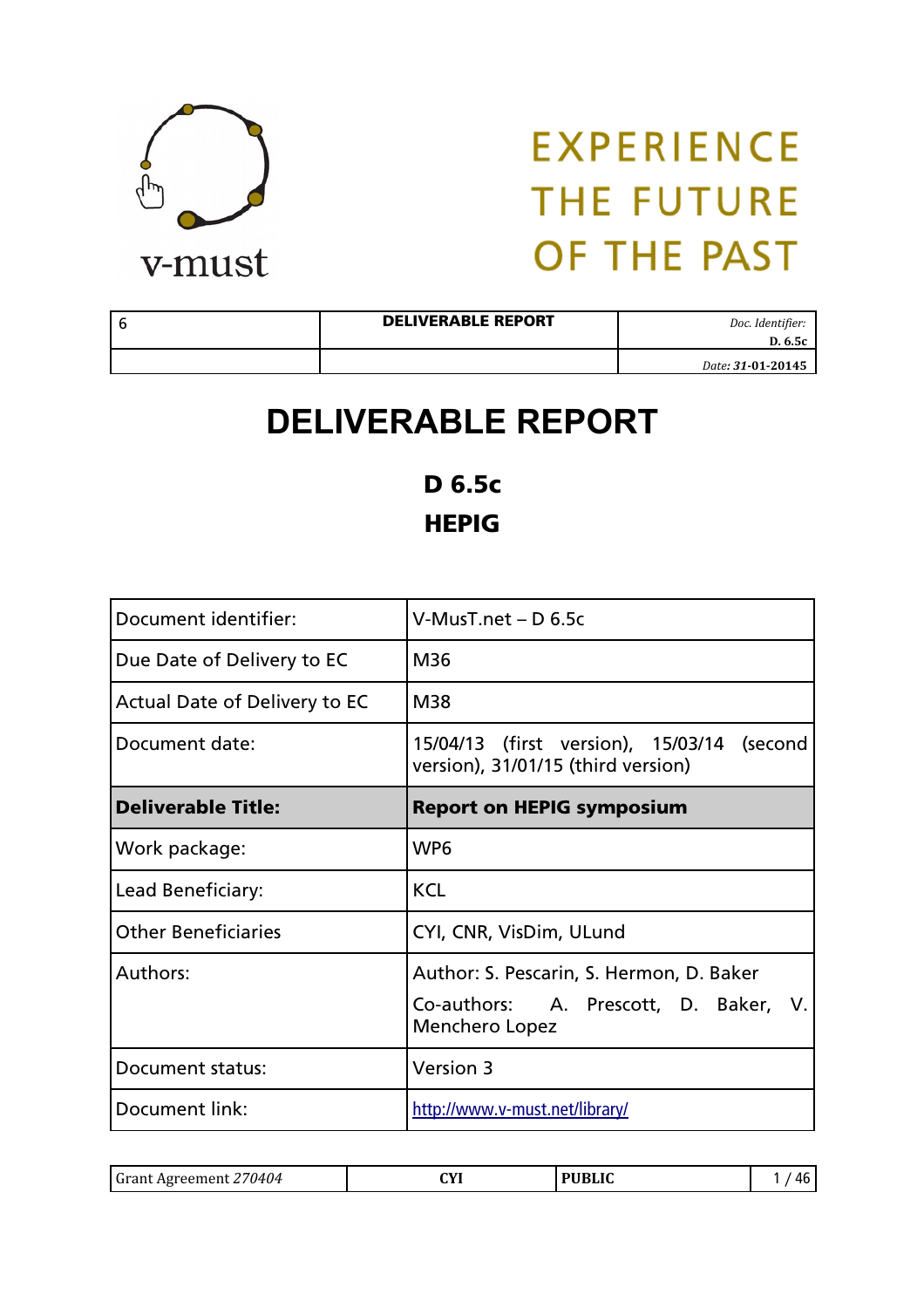v-must

EXPERIENCE THE FUTURE OF THE PAST

| 6 | DELIVERABLE REPORT | *Doc. Identifier:* **D. 6.5c** |
|---|---|---|
| | | *Date:* ***31-01-20145*** |

# DELIVERABLE REPORT

## D 6.5c

## HEPIG

| Document identifier: | V-MusT.net – D 6.5c |
|---|---|
| Due Date of Delivery to EC | M36 |
| Actual Date of Delivery to EC | M38 |
| Document date: | 15/04/13 (first version), 15/03/14 (second version), 31/01/15 (third version) |
| **Deliverable Title:** | **Report on HEPIG symposium** |
| Work package: | WP6 |
| Lead Beneficiary: | KCL |
| Other Beneficiaries | CYI, CNR, VisDim, ULund |
| Authors: | Author: S. Pescarin, S. Hermon, D. Baker<br>Co-authors: A. Prescott, D. Baker, V. Menchero Lopez |
| Document status: | Version 3 |
| Document link: | http://www.v-must.net/library/ |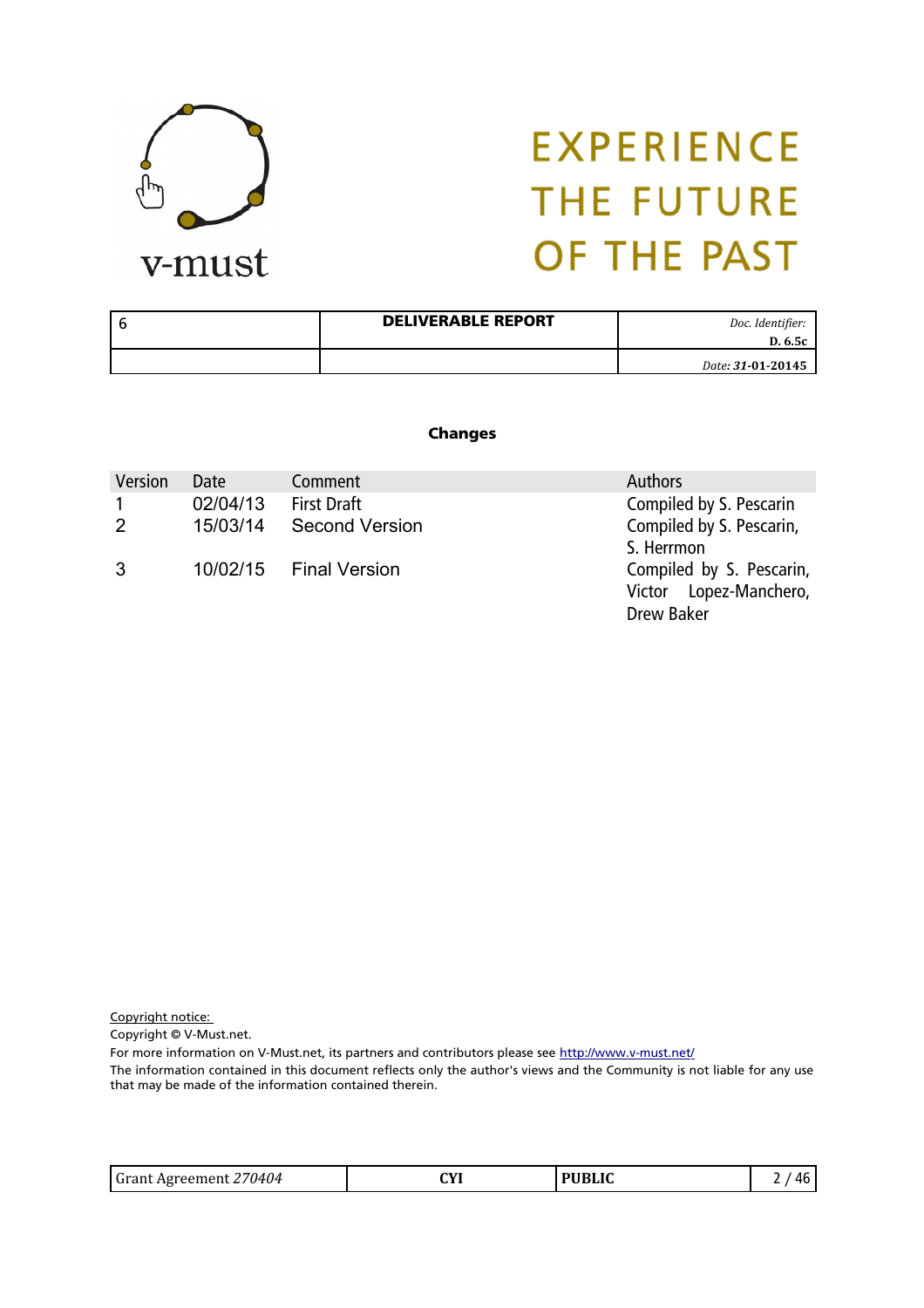EXPERIENCE THE FUTURE OF THE PAST

| 6 | DELIVERABLE REPORT | *Doc. Identifier:* **D. 6.5c** |
|---|---|---|
| | | *Date:* ***31*-01-20145** |

**Changes**

| Version | Date | Comment | Authors |
|---|---|---|---|
| 1 | 02/04/13 | First Draft | Compiled by S. Pescarin |
| 2 | 15/03/14 | Second Version | Compiled by S. Pescarin, S. Herrmon |
| 3 | 10/02/15 | Final Version | Compiled by S. Pescarin, Victor Lopez-Manchero, Drew Baker |

Copyright notice:
Copyright © V-Must.net.
For more information on V-Must.net, its partners and contributors please see http://www.v-must.net/
The information contained in this document reflects only the author's views and the Community is not liable for any use that may be made of the information contained therein.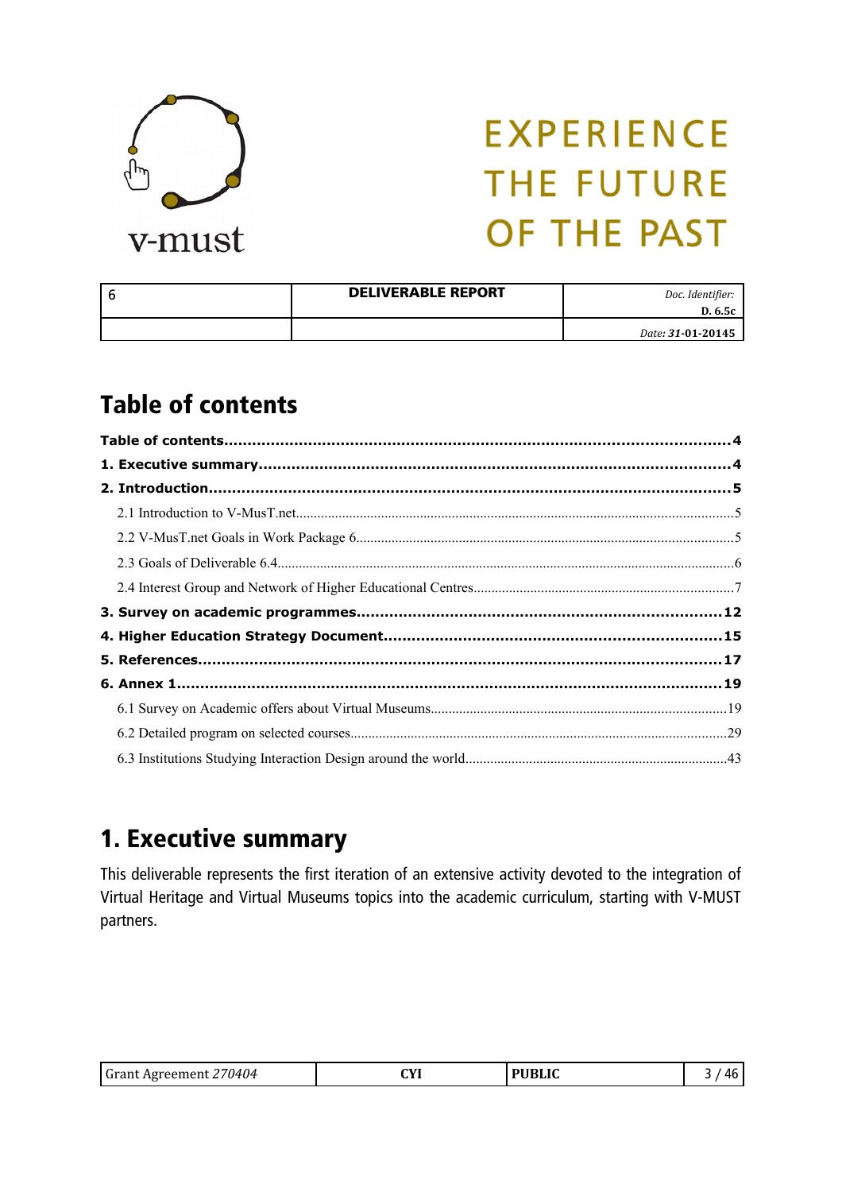| 6 | DELIVERABLE REPORT | Doc. Identifier: **D. 6.5c** |
| --- | --- | --- |
| | | Date: **31-01-20145** |

# Table of contents

**Table of contents**....................................................................................................**4**

**1. Executive summary**.............................................................................................**4**

**2. Introduction**.........................................................................................................**5**

2.1 Introduction to V-MusT.net..........................................................................................5

2.2 V-MusT.net Goals in Work Package 6.........................................................................5

2.3 Goals of Deliverable 6.4................................................................................................6

2.4 Interest Group and Network of Higher Educational Centres........................................7

**3. Survey on academic programmes**....................................................................**12**

**4. Higher Education Strategy Document**..............................................................**15**

**5. References**........................................................................................................**17**

**6. Annex 1**.............................................................................................................**19**

6.1 Survey on Academic offers about Virtual Museums..................................................19

6.2 Detailed program on selected courses.......................................................................29

6.3 Institutions Studying Interaction Design around the world........................................43

# 1. Executive summary

This deliverable represents the first iteration of an extensive activity devoted to the integration of Virtual Heritage and Virtual Museums topics into the academic curriculum, starting with V-MUST partners.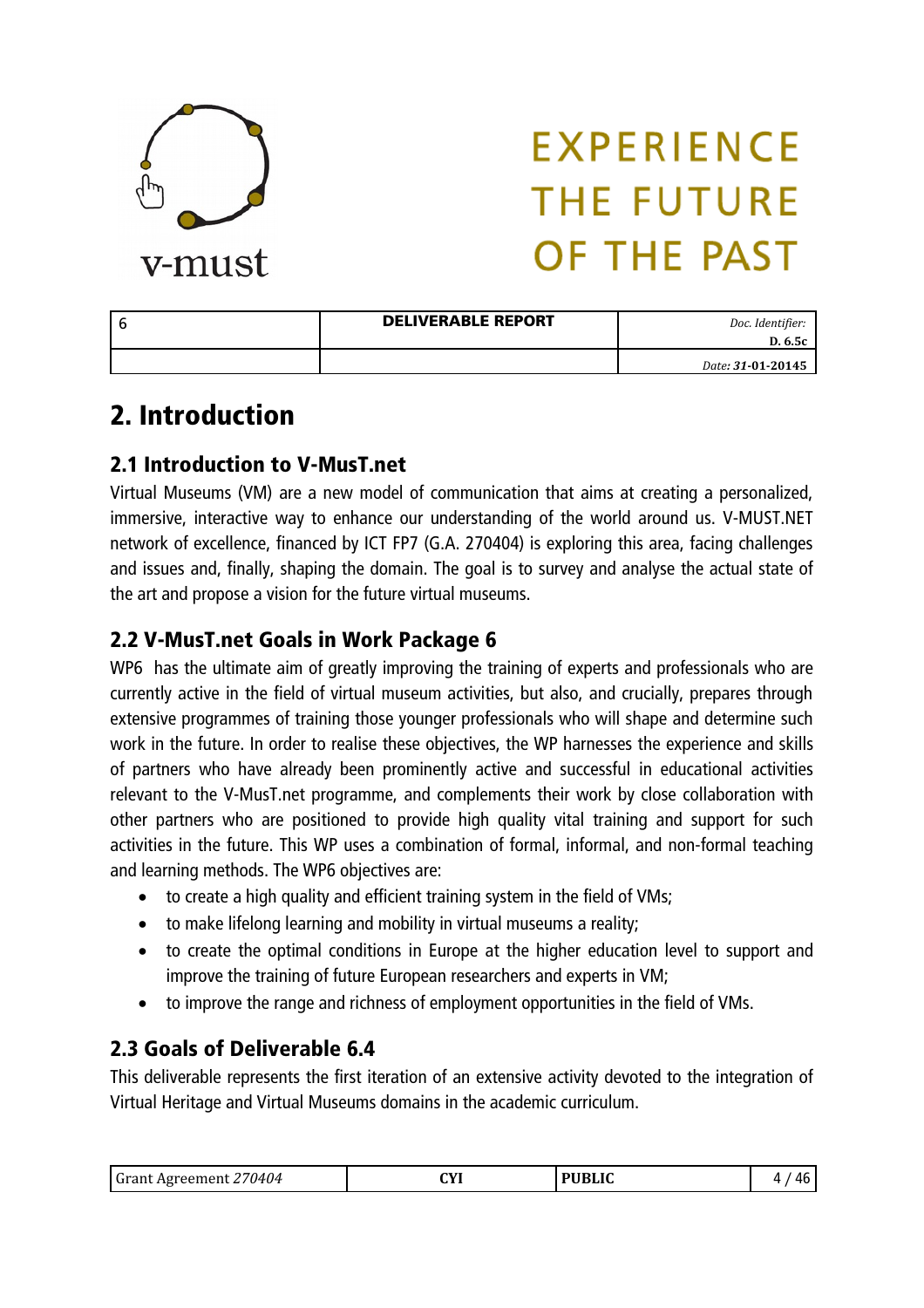## 2. Introduction

### 2.1 Introduction to V-MusT.net

Virtual Museums (VM) are a new model of communication that aims at creating a personalized, immersive, interactive way to enhance our understanding of the world around us. V-MUST.NET network of excellence, financed by ICT FP7 (G.A. 270404) is exploring this area, facing challenges and issues and, finally, shaping the domain. The goal is to survey and analyse the actual state of the art and propose a vision for the future virtual museums.

### 2.2 V-MusT.net Goals in Work Package 6

WP6 has the ultimate aim of greatly improving the training of experts and professionals who are currently active in the field of virtual museum activities, but also, and crucially, prepares through extensive programmes of training those younger professionals who will shape and determine such work in the future. In order to realise these objectives, the WP harnesses the experience and skills of partners who have already been prominently active and successful in educational activities relevant to the V-MusT.net programme, and complements their work by close collaboration with other partners who are positioned to provide high quality vital training and support for such activities in the future. This WP uses a combination of formal, informal, and non-formal teaching and learning methods. The WP6 objectives are:

- to create a high quality and efficient training system in the field of VMs;
- to make lifelong learning and mobility in virtual museums a reality;
- to create the optimal conditions in Europe at the higher education level to support and improve the training of future European researchers and experts in VM;
- to improve the range and richness of employment opportunities in the field of VMs.

### 2.3 Goals of Deliverable 6.4

This deliverable represents the first iteration of an extensive activity devoted to the integration of Virtual Heritage and Virtual Museums domains in the academic curriculum.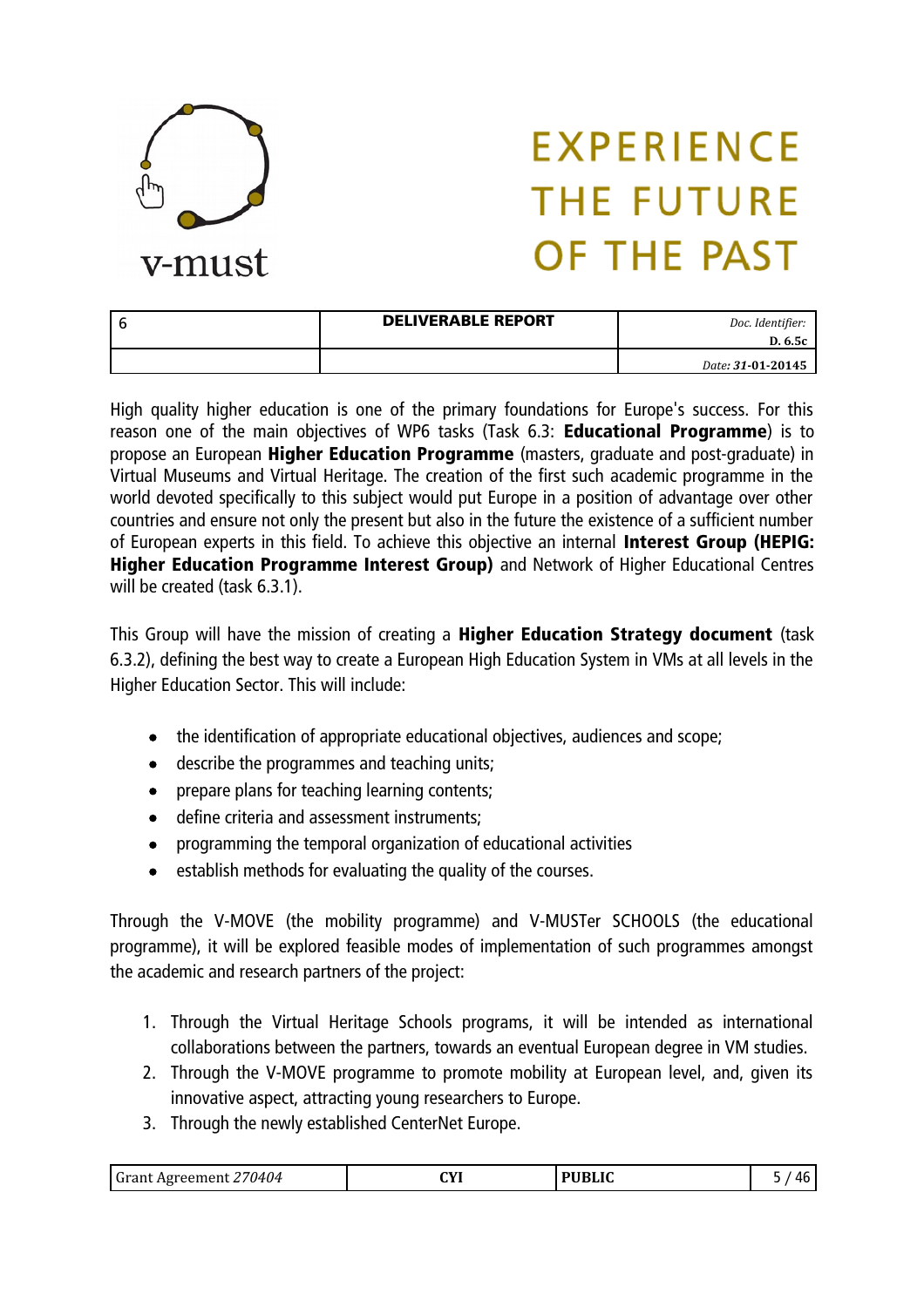High quality higher education is one of the primary foundations for Europe's success. For this reason one of the main objectives of WP6 tasks (Task 6.3: **Educational Programme**) is to propose an European **Higher Education Programme** (masters, graduate and post-graduate) in Virtual Museums and Virtual Heritage. The creation of the first such academic programme in the world devoted specifically to this subject would put Europe in a position of advantage over other countries and ensure not only the present but also in the future the existence of a sufficient number of European experts in this field. To achieve this objective an internal **Interest Group (HEPIG: Higher Education Programme Interest Group)** and Network of Higher Educational Centres will be created (task 6.3.1).

This Group will have the mission of creating a **Higher Education Strategy document** (task 6.3.2), defining the best way to create a European High Education System in VMs at all levels in the Higher Education Sector. This will include:

- the identification of appropriate educational objectives, audiences and scope;
- describe the programmes and teaching units;
- prepare plans for teaching learning contents;
- define criteria and assessment instruments;
- programming the temporal organization of educational activities
- establish methods for evaluating the quality of the courses.

Through the V-MOVE (the mobility programme) and V-MUSTer SCHOOLS (the educational programme), it will be explored feasible modes of implementation of such programmes amongst the academic and research partners of the project:

1. Through the Virtual Heritage Schools programs, it will be intended as international collaborations between the partners, towards an eventual European degree in VM studies.
2. Through the V-MOVE programme to promote mobility at European level, and, given its innovative aspect, attracting young researchers to Europe.
3. Through the newly established CenterNet Europe.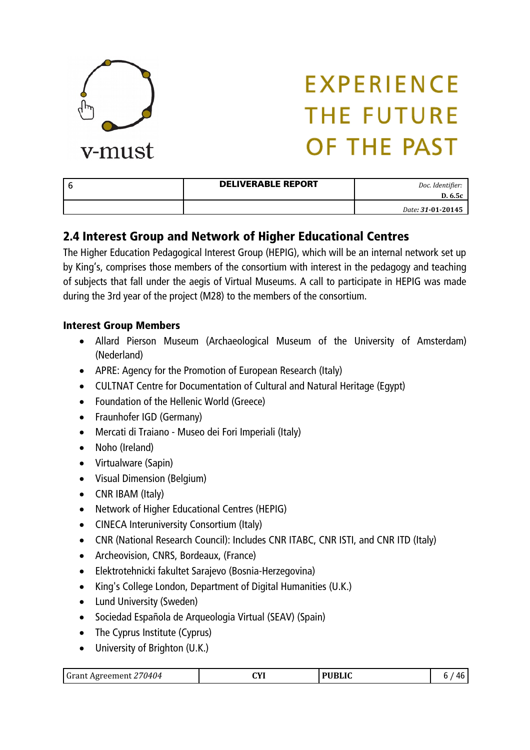## 2.4 Interest Group and Network of Higher Educational Centres

The Higher Education Pedagogical Interest Group (HEPIG), which will be an internal network set up by King's, comprises those members of the consortium with interest in the pedagogy and teaching of subjects that fall under the aegis of Virtual Museums. A call to participate in HEPIG was made during the 3rd year of the project (M28) to the members of the consortium.

**Interest Group Members**

- Allard Pierson Museum (Archaeological Museum of the University of Amsterdam) (Nederland)
- APRE: Agency for the Promotion of European Research (Italy)
- CULTNAT Centre for Documentation of Cultural and Natural Heritage (Egypt)
- Foundation of the Hellenic World (Greece)
- Fraunhofer IGD (Germany)
- Mercati di Traiano - Museo dei Fori Imperiali (Italy)
- Noho (Ireland)
- Virtualware (Sapin)
- Visual Dimension (Belgium)
- CNR IBAM (Italy)
- Network of Higher Educational Centres (HEPIG)
- CINECA Interuniversity Consortium (Italy)
- CNR (National Research Council): Includes CNR ITABC, CNR ISTI, and CNR ITD (Italy)
- Archeovision, CNRS, Bordeaux, (France)
- Elektrotehnicki fakultet Sarajevo (Bosnia-Herzegovina)
- King's College London, Department of Digital Humanities (U.K.)
- Lund University (Sweden)
- Sociedad Española de Arqueologia Virtual (SEAV) (Spain)
- The Cyprus Institute (Cyprus)
- University of Brighton (U.K.)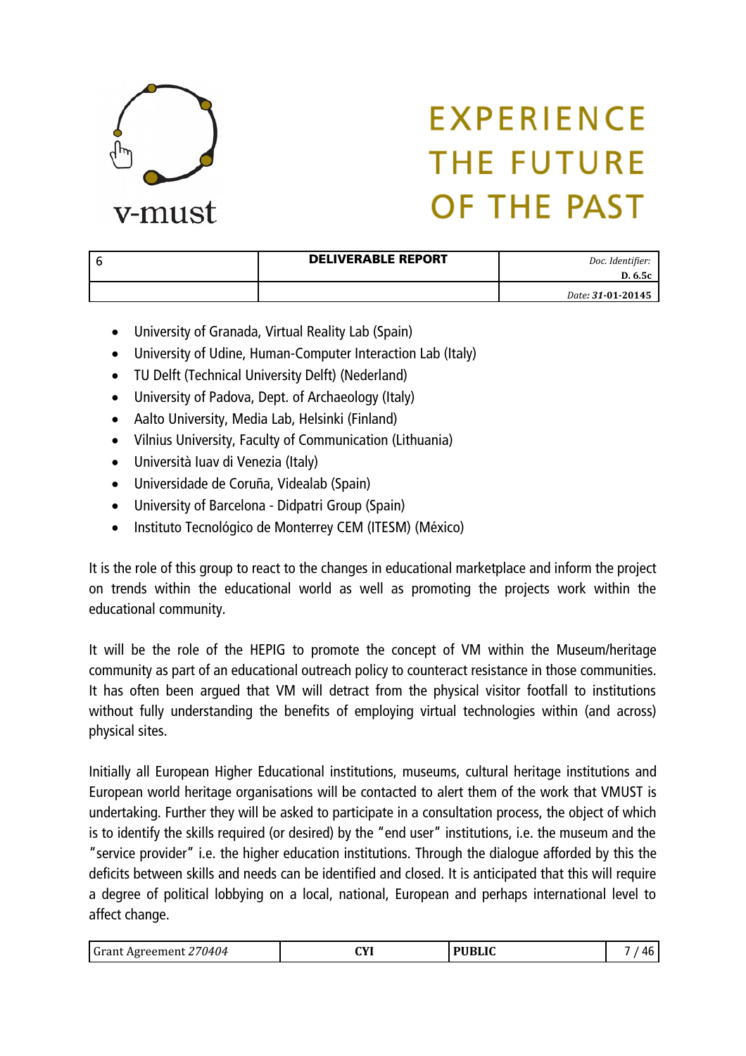- University of Granada, Virtual Reality Lab (Spain)
- University of Udine, Human-Computer Interaction Lab (Italy)
- TU Delft (Technical University Delft) (Nederland)
- University of Padova, Dept. of Archaeology (Italy)
- Aalto University, Media Lab, Helsinki (Finland)
- Vilnius University, Faculty of Communication (Lithuania)
- Università Iuav di Venezia (Italy)
- Universidade de Coruña, Videalab (Spain)
- University of Barcelona - Didpatri Group (Spain)
- Instituto Tecnológico de Monterrey CEM (ITESM) (México)

It is the role of this group to react to the changes in educational marketplace and inform the project on trends within the educational world as well as promoting the projects work within the educational community.

It will be the role of the HEPIG to promote the concept of VM within the Museum/heritage community as part of an educational outreach policy to counteract resistance in those communities. It has often been argued that VM will detract from the physical visitor footfall to institutions without fully understanding the benefits of employing virtual technologies within (and across) physical sites.

Initially all European Higher Educational institutions, museums, cultural heritage institutions and European world heritage organisations will be contacted to alert them of the work that VMUST is undertaking. Further they will be asked to participate in a consultation process, the object of which is to identify the skills required (or desired) by the "end user" institutions, i.e. the museum and the "service provider" i.e. the higher education institutions. Through the dialogue afforded by this the deficits between skills and needs can be identified and closed. It is anticipated that this will require a degree of political lobbying on a local, national, European and perhaps international level to affect change.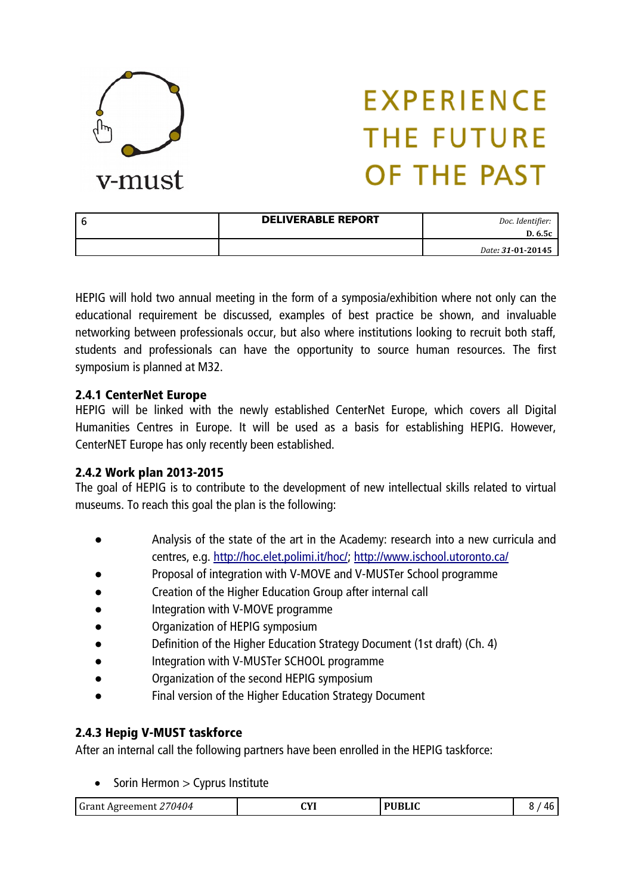HEPIG will hold two annual meeting in the form of a symposia/exhibition where not only can the educational requirement be discussed, examples of best practice be shown, and invaluable networking between professionals occur, but also where institutions looking to recruit both staff, students and professionals can have the opportunity to source human resources. The first symposium is planned at M32.

### 2.4.1 CenterNet Europe

HEPIG will be linked with the newly established CenterNet Europe, which covers all Digital Humanities Centres in Europe. It will be used as a basis for establishing HEPIG. However, CenterNET Europe has only recently been established.

### 2.4.2 Work plan 2013-2015

The goal of HEPIG is to contribute to the development of new intellectual skills related to virtual museums. To reach this goal the plan is the following:

- Analysis of the state of the art in the Academy: research into a new curricula and centres, e.g. http://hoc.elet.polimi.it/hoc/; http://www.ischool.utoronto.ca/
- Proposal of integration with V-MOVE and V-MUSTer School programme
- Creation of the Higher Education Group after internal call
- Integration with V-MOVE programme
- Organization of HEPIG symposium
- Definition of the Higher Education Strategy Document (1st draft) (Ch. 4)
- Integration with V-MUSTer SCHOOL programme
- Organization of the second HEPIG symposium
- Final version of the Higher Education Strategy Document

### 2.4.3 Hepig V-MUST taskforce

After an internal call the following partners have been enrolled in the HEPIG taskforce:

- Sorin Hermon > Cyprus Institute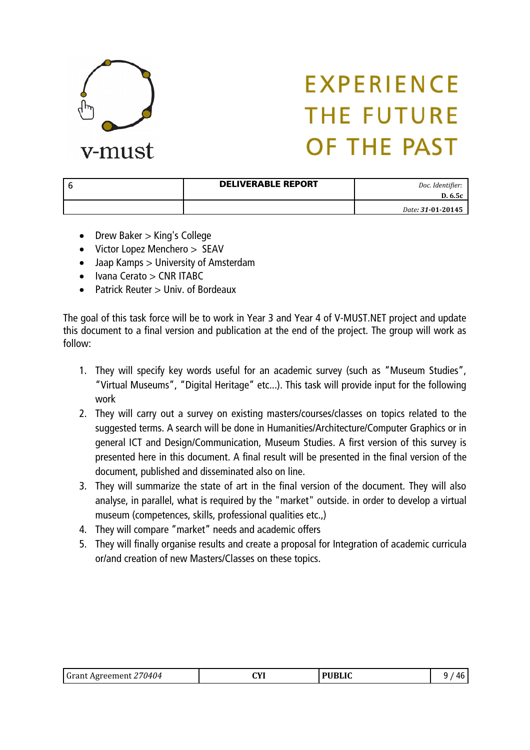- Drew Baker > King's College
- Victor Lopez Menchero > SEAV
- Jaap Kamps > University of Amsterdam
- Ivana Cerato > CNR ITABC
- Patrick Reuter > Univ. of Bordeaux

The goal of this task force will be to work in Year 3 and Year 4 of V-MUST.NET project and update this document to a final version and publication at the end of the project. The group will work as follow:

1. They will specify key words useful for an academic survey (such as "Museum Studies", "Virtual Museums", "Digital Heritage" etc...). This task will provide input for the following work
2. They will carry out a survey on existing masters/courses/classes on topics related to the suggested terms. A search will be done in Humanities/Architecture/Computer Graphics or in general ICT and Design/Communication, Museum Studies. A first version of this survey is presented here in this document. A final result will be presented in the final version of the document, published and disseminated also on line.
3. They will summarize the state of art in the final version of the document. They will also analyse, in parallel, what is required by the "market" outside. in order to develop a virtual museum (competences, skills, professional qualities etc.,)
4. They will compare "market" needs and academic offers
5. They will finally organise results and create a proposal for Integration of academic curricula or/and creation of new Masters/Classes on these topics.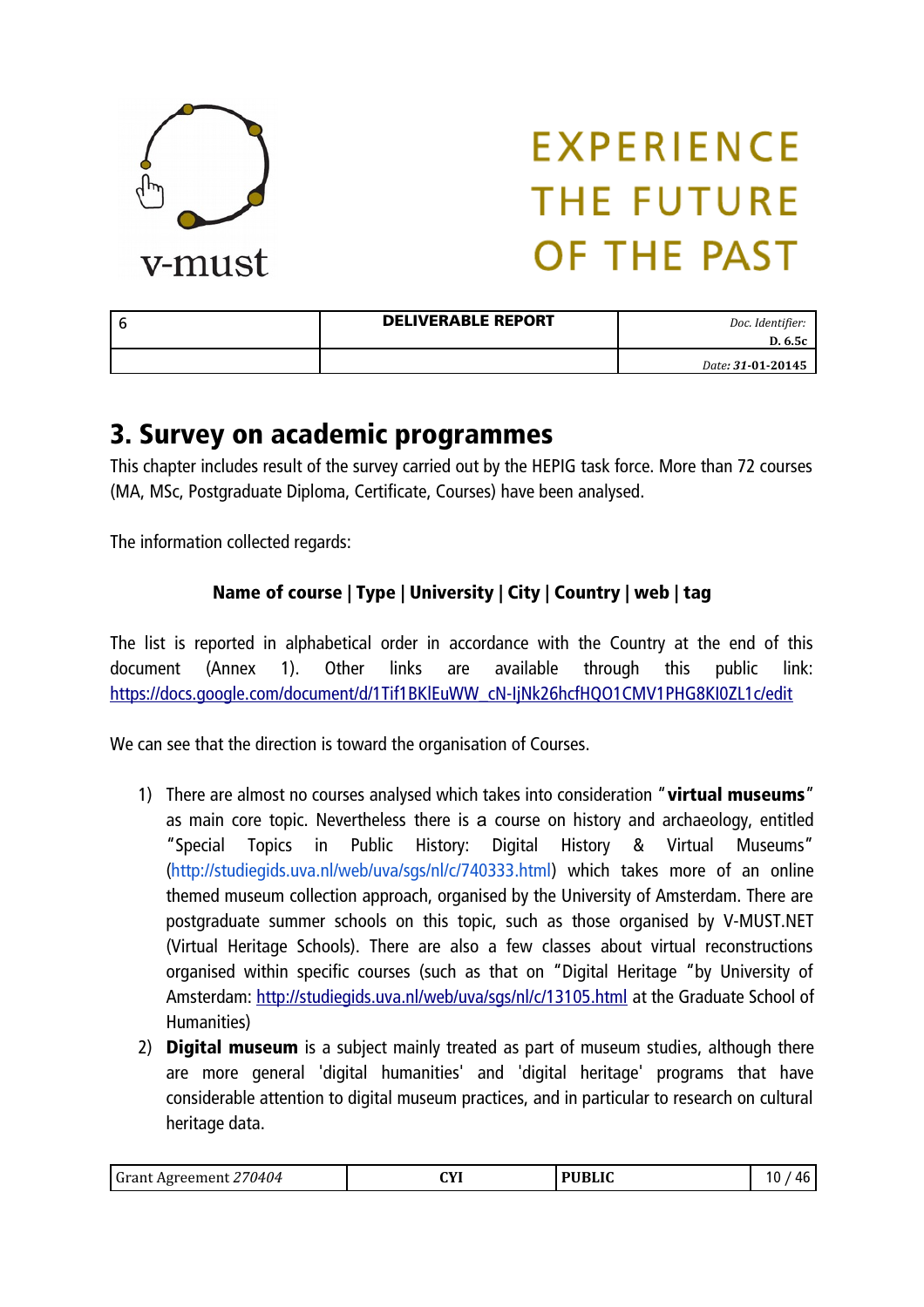## 3. Survey on academic programmes

This chapter includes result of the survey carried out by the HEPIG task force. More than 72 courses (MA, MSc, Postgraduate Diploma, Certificate, Courses) have been analysed.

The information collected regards:

**Name of course | Type | University | City | Country | web | tag**

The list is reported in alphabetical order in accordance with the Country at the end of this document (Annex 1). Other links are available through this public link: https://docs.google.com/document/d/1Tif1BKlEuWW_cN-IjNk26hcfHQO1CMV1PHG8KI0ZL1c/edit

We can see that the direction is toward the organisation of Courses.

1) There are almost no courses analysed which takes into consideration "**virtual museums**" as main core topic. Nevertheless there is a course on history and archaeology, entitled "Special Topics in Public History: Digital History & Virtual Museums" (http://studiegids.uva.nl/web/uva/sgs/nl/c/740333.html) which takes more of an online themed museum collection approach, organised by the University of Amsterdam. There are postgraduate summer schools on this topic, such as those organised by V-MUST.NET (Virtual Heritage Schools). There are also a few classes about virtual reconstructions organised within specific courses (such as that on "Digital Heritage "by University of Amsterdam: http://studiegids.uva.nl/web/uva/sgs/nl/c/13105.html at the Graduate School of Humanities)
2) **Digital museum** is a subject mainly treated as part of museum studies, although there are more general 'digital humanities' and 'digital heritage' programs that have considerable attention to digital museum practices, and in particular to research on cultural heritage data.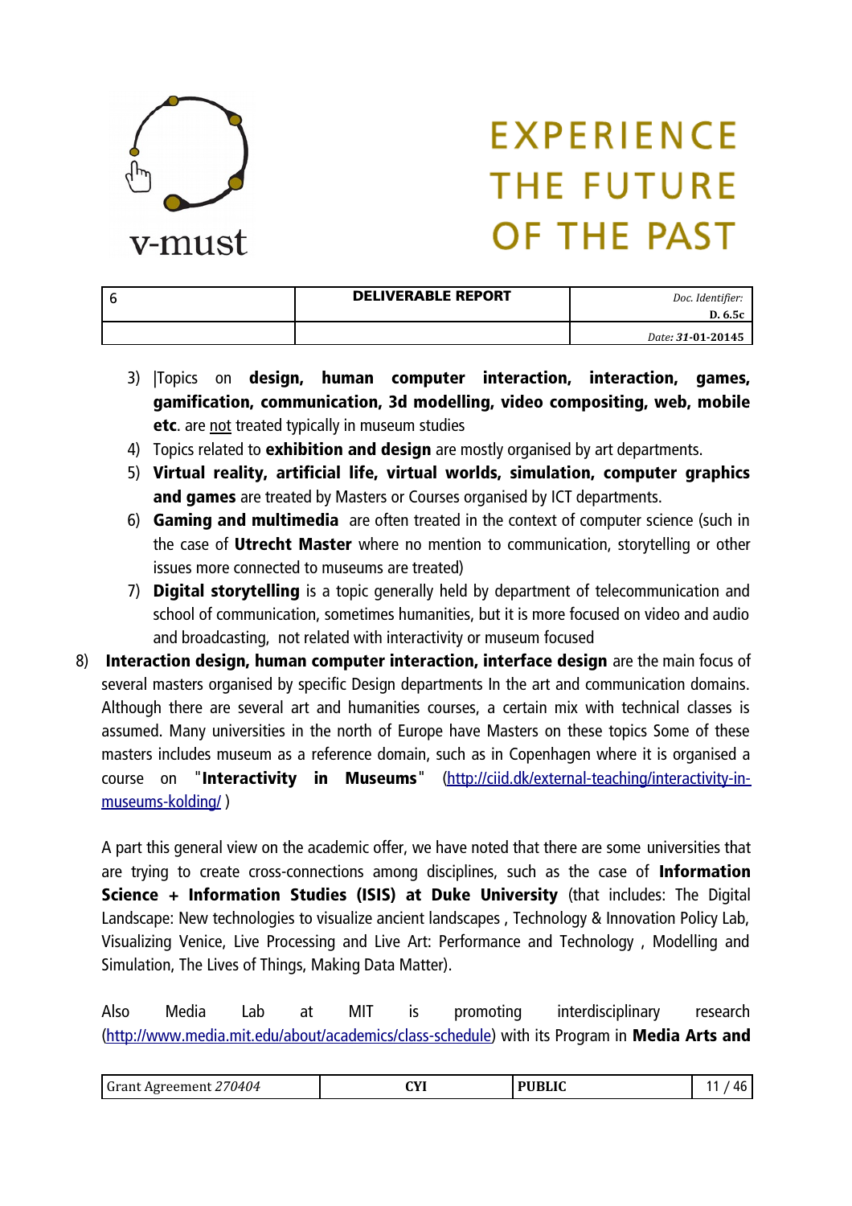3) |Topics on **design, human computer interaction, interaction, games, gamification, communication, 3d modelling, video compositing, web, mobile etc**. are not treated typically in museum studies
4) Topics related to **exhibition and design** are mostly organised by art departments.
5) **Virtual reality, artificial life, virtual worlds, simulation, computer graphics and games** are treated by Masters or Courses organised by ICT departments.
6) **Gaming and multimedia** are often treated in the context of computer science (such in the case of **Utrecht Master** where no mention to communication, storytelling or other issues more connected to museums are treated)
7) **Digital storytelling** is a topic generally held by department of telecommunication and school of communication, sometimes humanities, but it is more focused on video and audio and broadcasting, not related with interactivity or museum focused
8) **Interaction design, human computer interaction, interface design** are the main focus of several masters organised by specific Design departments In the art and communication domains. Although there are several art and humanities courses, a certain mix with technical classes is assumed. Many universities in the north of Europe have Masters on these topics Some of these masters includes museum as a reference domain, such as in Copenhagen where it is organised a course on "**Interactivity in Museums**" (http://ciid.dk/external-teaching/interactivity-in-museums-kolding/ )

A part this general view on the academic offer, we have noted that there are some universities that are trying to create cross-connections among disciplines, such as the case of **Information Science + Information Studies (ISIS) at Duke University** (that includes: The Digital Landscape: New technologies to visualize ancient landscapes , Technology & Innovation Policy Lab, Visualizing Venice, Live Processing and Live Art: Performance and Technology , Modelling and Simulation, The Lives of Things, Making Data Matter).

Also Media Lab at MIT is promoting interdisciplinary research (http://www.media.mit.edu/about/academics/class-schedule) with its Program in **Media Arts and**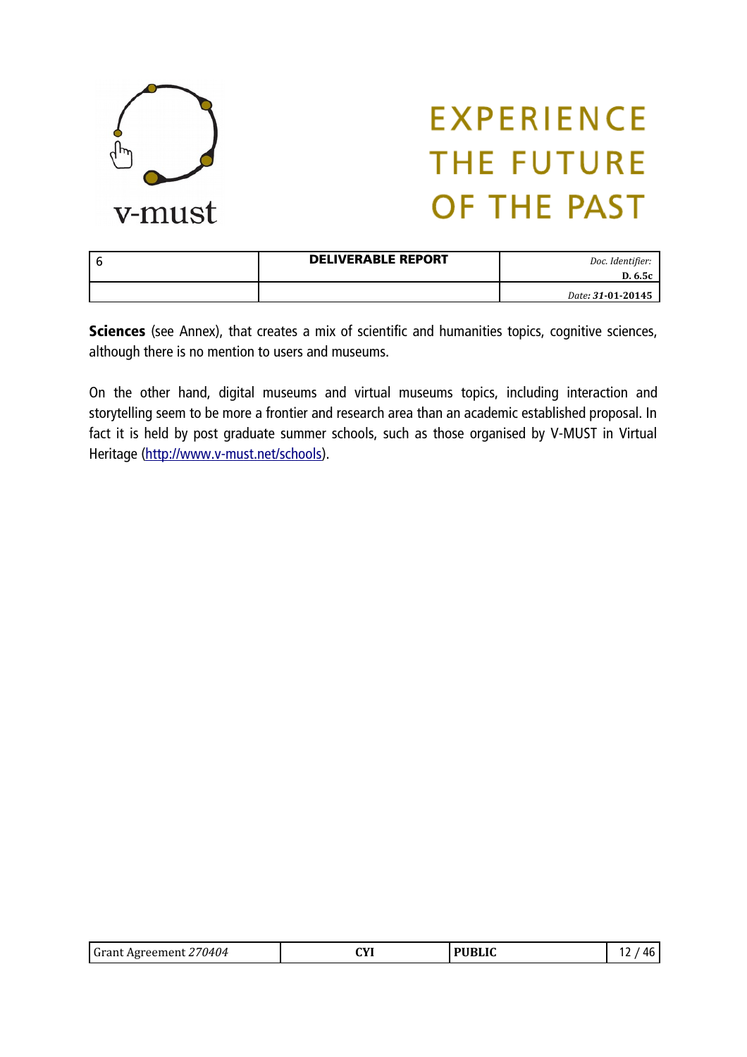**Sciences** (see Annex), that creates a mix of scientific and humanities topics, cognitive sciences, although there is no mention to users and museums.

On the other hand, digital museums and virtual museums topics, including interaction and storytelling seem to be more a frontier and research area than an academic established proposal. In fact it is held by post graduate summer schools, such as those organised by V-MUST in Virtual Heritage (http://www.v-must.net/schools).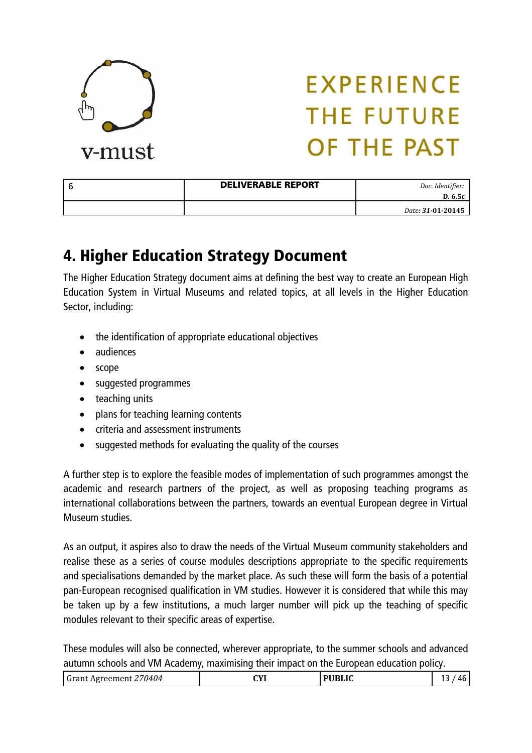## 4. Higher Education Strategy Document

The Higher Education Strategy document aims at defining the best way to create an European High Education System in Virtual Museums and related topics, at all levels in the Higher Education Sector, including:

- the identification of appropriate educational objectives
- audiences
- scope
- suggested programmes
- teaching units
- plans for teaching learning contents
- criteria and assessment instruments
- suggested methods for evaluating the quality of the courses

A further step is to explore the feasible modes of implementation of such programmes amongst the academic and research partners of the project, as well as proposing teaching programs as international collaborations between the partners, towards an eventual European degree in Virtual Museum studies.

As an output, it aspires also to draw the needs of the Virtual Museum community stakeholders and realise these as a series of course modules descriptions appropriate to the specific requirements and specialisations demanded by the market place. As such these will form the basis of a potential pan-European recognised qualification in VM studies. However it is considered that while this may be taken up by a few institutions, a much larger number will pick up the teaching of specific modules relevant to their specific areas of expertise.

These modules will also be connected, wherever appropriate, to the summer schools and advanced autumn schools and VM Academy, maximising their impact on the European education policy.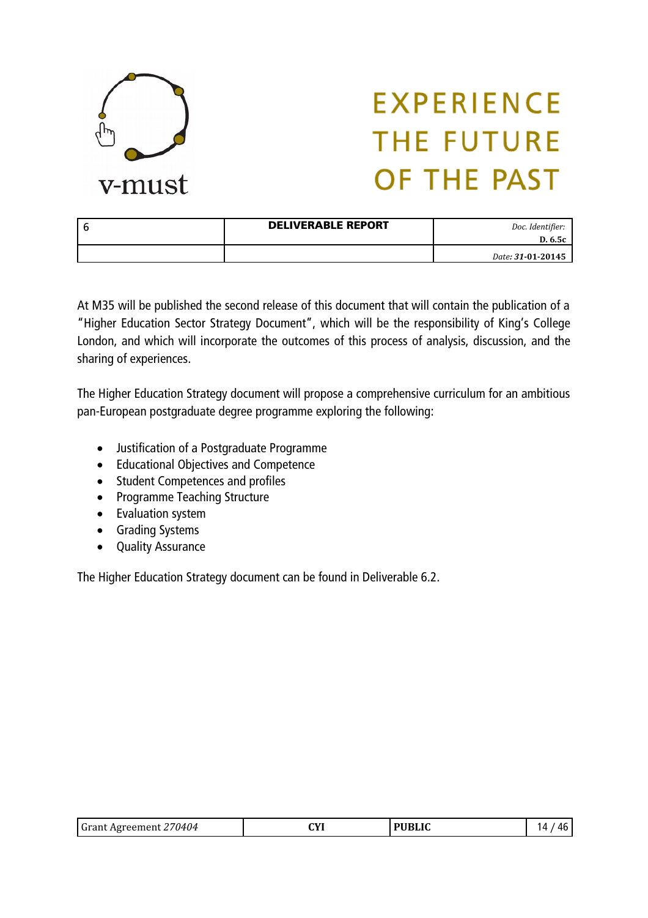At M35 will be published the second release of this document that will contain the publication of a "Higher Education Sector Strategy Document", which will be the responsibility of King's College London, and which will incorporate the outcomes of this process of analysis, discussion, and the sharing of experiences.

The Higher Education Strategy document will propose a comprehensive curriculum for an ambitious pan-European postgraduate degree programme exploring the following:

- Justification of a Postgraduate Programme
- Educational Objectives and Competence
- Student Competences and profiles
- Programme Teaching Structure
- Evaluation system
- Grading Systems
- Quality Assurance

The Higher Education Strategy document can be found in Deliverable 6.2.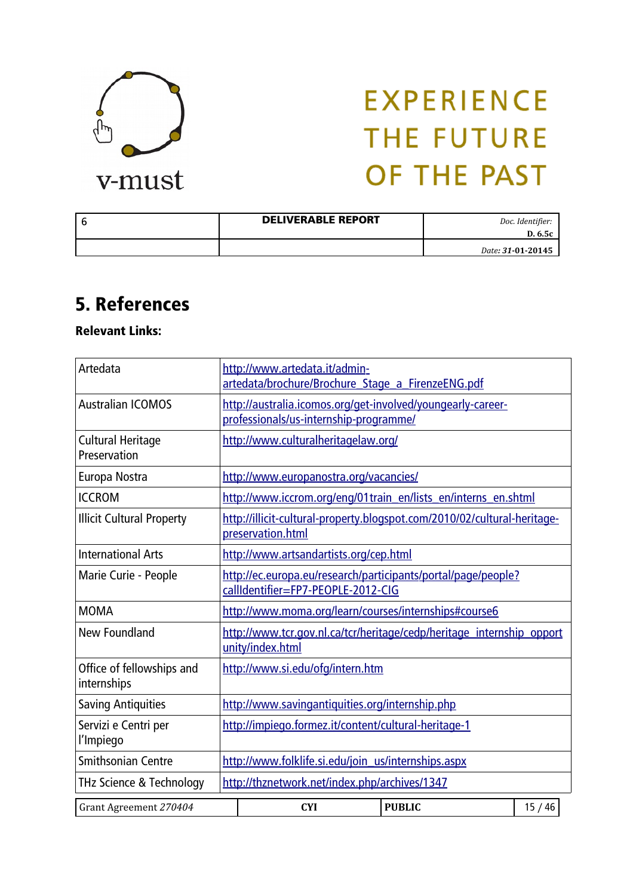# 5. References

**Relevant Links:**

| Artedata | http://www.artedata.it/admin-artedata/brochure/Brochure_Stage_a_FirenzeENG.pdf |
|---|---|
| Australian ICOMOS | http://australia.icomos.org/get-involved/youngearly-career-professionals/us-internship-programme/ |
| Cultural Heritage Preservation | http://www.culturalheritagelaw.org/ |
| Europa Nostra | http://www.europanostra.org/vacancies/ |
| ICCROM | http://www.iccrom.org/eng/01train_en/lists_en/interns_en.shtml |
| Illicit Cultural Property | http://illicit-cultural-property.blogspot.com/2010/02/cultural-heritage-preservation.html |
| International Arts | http://www.artsandartists.org/cep.html |
| Marie Curie - People | http://ec.europa.eu/research/participants/portal/page/people?callIdentifier=FP7-PEOPLE-2012-CIG |
| MOMA | http://www.moma.org/learn/courses/internships#course6 |
| New Foundland | http://www.tcr.gov.nl.ca/tcr/heritage/cedp/heritage_internship_opportunity/index.html |
| Office of fellowships and internships | http://www.si.edu/ofg/intern.htm |
| Saving Antiquities | http://www.savingantiquities.org/internship.php |
| Servizi e Centri per l'Impiego | http://impiego.formez.it/content/cultural-heritage-1 |
| Smithsonian Centre | http://www.folklife.si.edu/join_us/internships.aspx |
| THz Science & Technology | http://thznetwork.net/index.php/archives/1347 |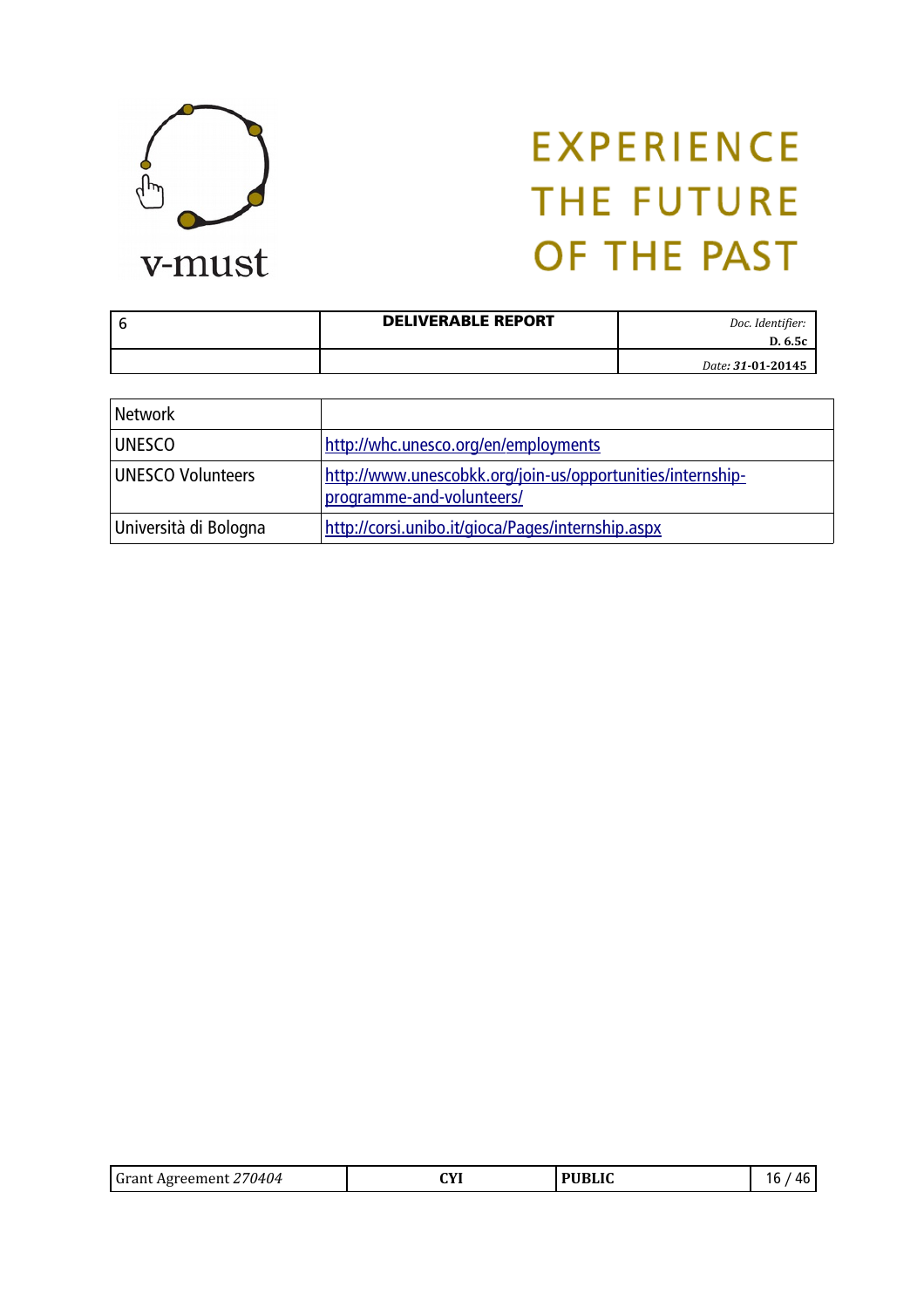| Network | |
|---|---|
| UNESCO | http://whc.unesco.org/en/employments |
| UNESCO Volunteers | http://www.unescobkk.org/join-us/opportunities/internship-programme-and-volunteers/ |
| Università di Bologna | http://corsi.unibo.it/gioca/Pages/internship.aspx |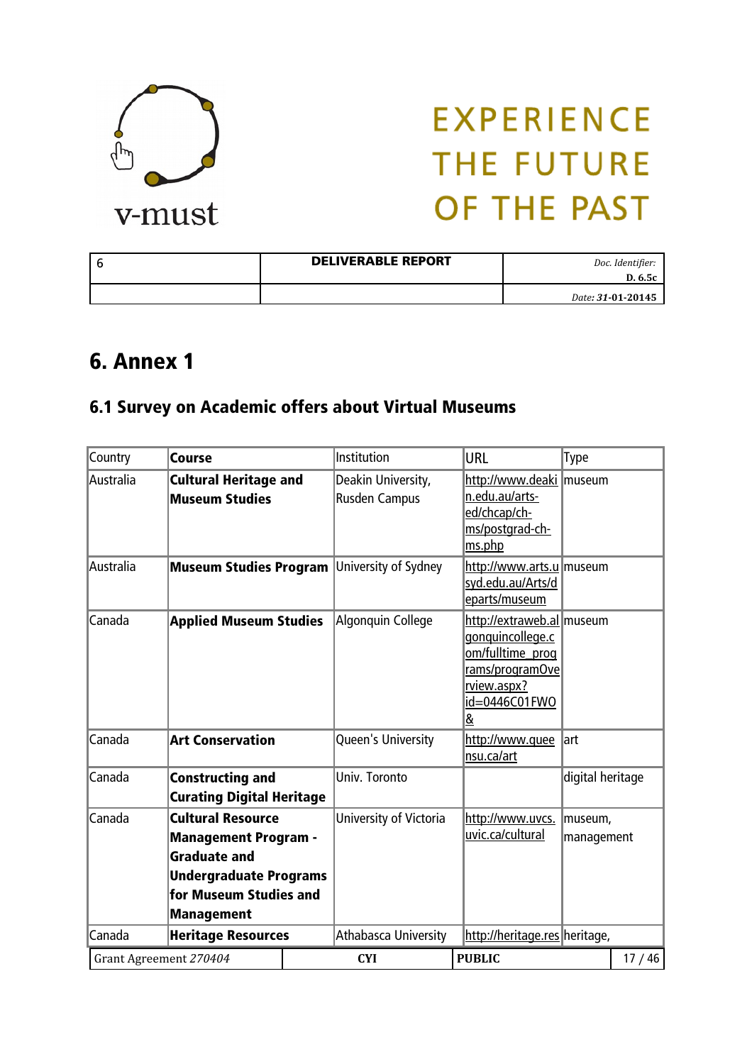# 6. Annex 1

## 6.1 Survey on Academic offers about Virtual Museums

| Country | Course | Institution | URL | Type |
|---|---|---|---|---|
| Australia | **Cultural Heritage and Museum Studies** | Deakin University, Rusden Campus | http://www.deakin.edu.au/arts-ed/chcap/ch-ms/postgrad-ch-ms.php | museum |
| Australia | **Museum Studies Program** | University of Sydney | http://www.arts.usyd.edu.au/Arts/departs/museum | museum |
| Canada | **Applied Museum Studies** | Algonquin College | http://extraweb.algonquincollege.com/fulltime_programs/programOverview.aspx?id=0446C01FWO& | museum |
| Canada | **Art Conservation** | Queen's University | http://www.queensu.ca/art | art |
| Canada | **Constructing and Curating Digital Heritage** | Univ. Toronto | | digital heritage |
| Canada | **Cultural Resource Management Program - Graduate and Undergraduate Programs for Museum Studies and Management** | University of Victoria | http://www.uvcs.uvic.ca/cultural | museum, management |
| Canada | **Heritage Resources** | Athabasca University | http://heritage.res | heritage, |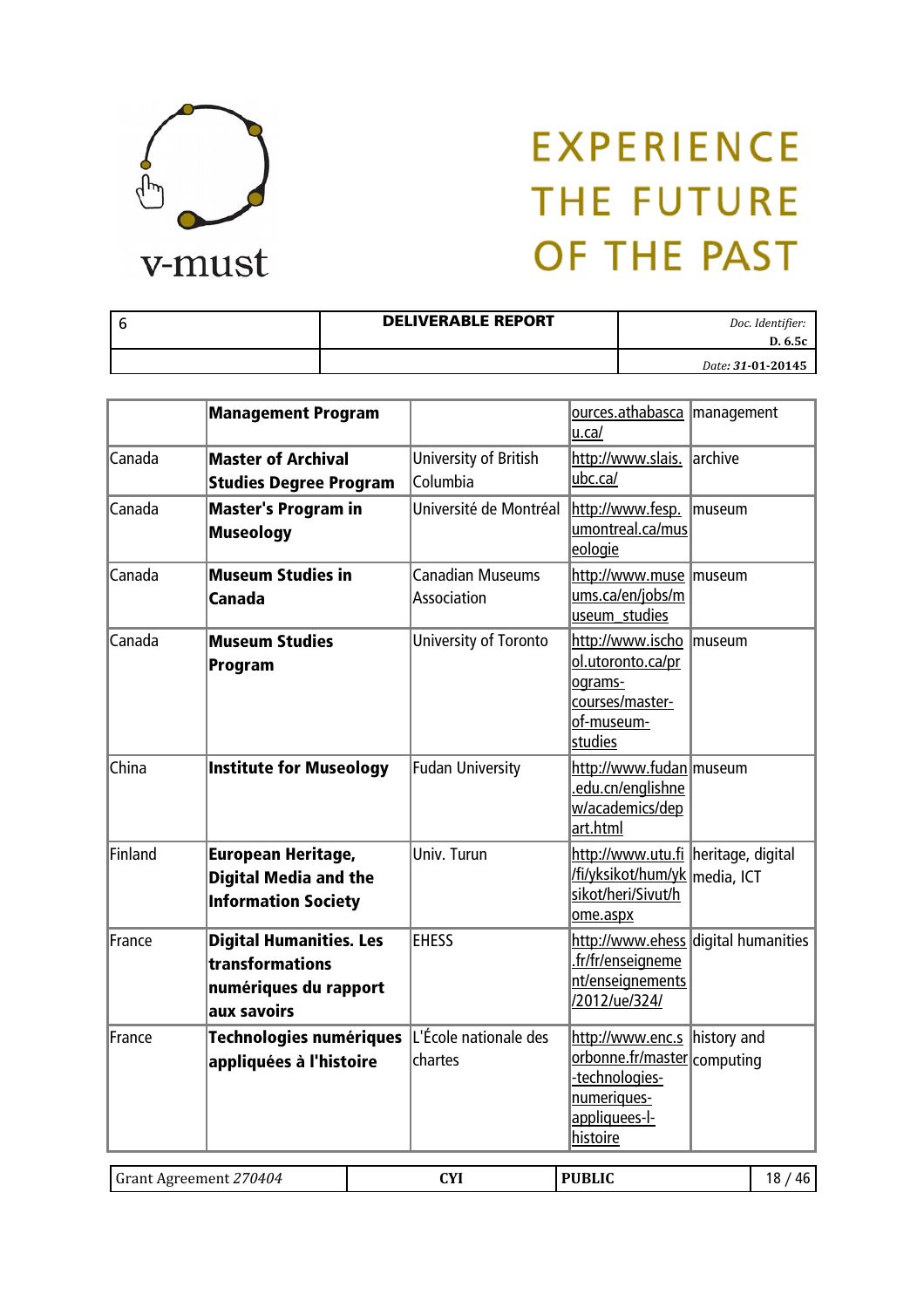|  | **Management Program** |  | ources.athabasca u.ca/ | management |
|---|---|---|---|---|
| Canada | **Master of Archival Studies Degree Program** | University of British Columbia | http://www.slais.ubc.ca/ | archive |
| Canada | **Master's Program in Museology** | Université de Montréal | http://www.fesp.umontreal.ca/museologie | museum |
| Canada | **Museum Studies in Canada** | Canadian Museums Association | http://www.museums.ca/en/jobs/museum_studies | museum |
| Canada | **Museum Studies Program** | University of Toronto | http://www.ischool.utoronto.ca/programs-courses/master-of-museum-studies | museum |
| China | **Institute for Museology** | Fudan University | http://www.fudan.edu.cn/englishnew/academics/depart.html | museum |
| Finland | **European Heritage, Digital Media and the Information Society** | Univ. Turun | http://www.utu.fi/fi/yksikot/hum/yksikot/heri/Sivut/home.aspx | heritage, digital media, ICT |
| France | **Digital Humanities. Les transformations numériques du rapport aux savoirs** | EHESS | http://www.ehess.fr/fr/enseignement/enseignements/2012/ue/324/ | digital humanities |
| France | **Technologies numériques appliquées à l'histoire** | L'École nationale des chartes | http://www.enc.sorbonne.fr/master-technologies-numeriques-appliquees-l-histoire | history and computing |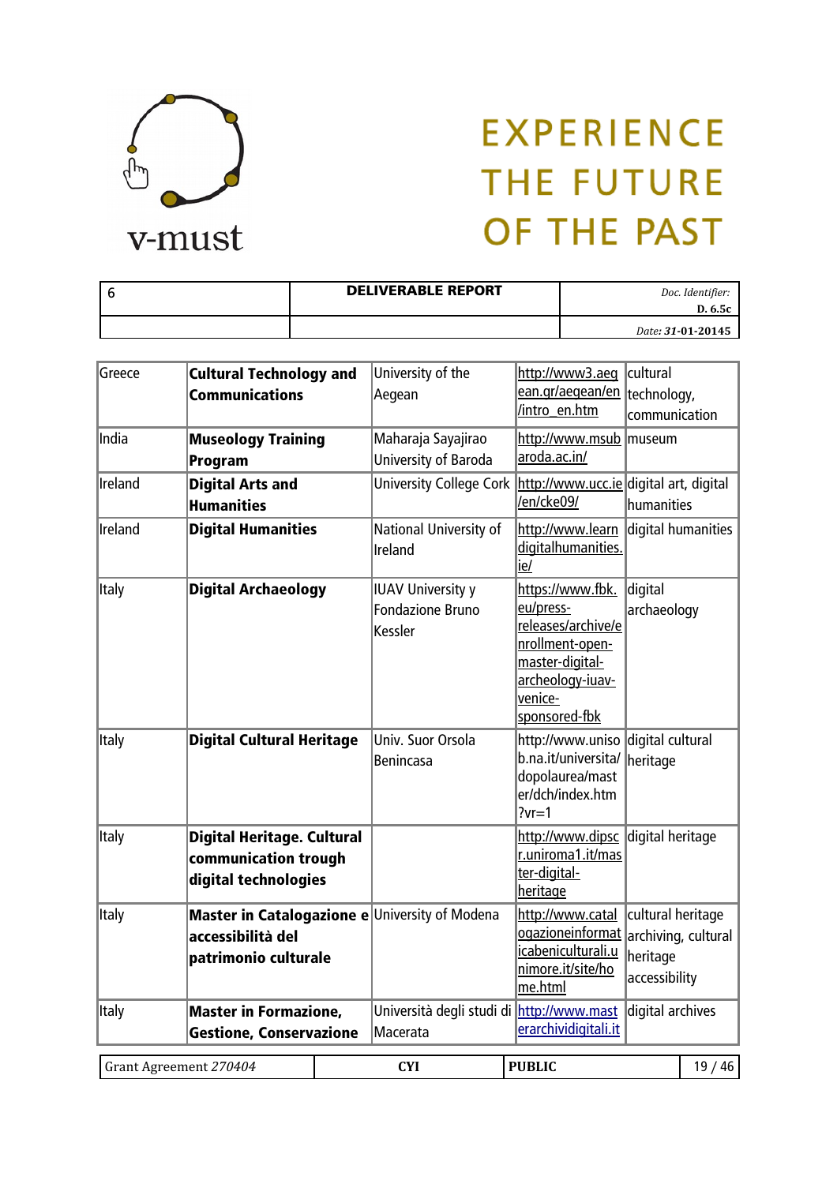| Greece | **Cultural Technology and Communications** | University of the Aegean | http://www3.aegean.gr/aegean/en/intro_en.htm | cultural technology, communication |
|---|---|---|---|---|
| India | **Museology Training Program** | Maharaja Sayajirao University of Baroda | http://www.msubaroda.ac.in/ | museum |
| Ireland | **Digital Arts and Humanities** | University College Cork | http://www.ucc.ie/en/cke09/ | digital art, digital humanities |
| Ireland | **Digital Humanities** | National University of Ireland | http://www.learndigitalhumanities.ie/ | digital humanities |
| Italy | **Digital Archaeology** | IUAV University y Fondazione Bruno Kessler | https://www.fbk.eu/press-releases/archive/enrollment-open-master-digital-archeology-iuav-venice-sponsored-fbk | digital archaeology |
| Italy | **Digital Cultural Heritage** | Univ. Suor Orsola Benincasa | http://www.unisob.na.it/universita/dopolaurea/master/dch/index.htm?vr=1 | digital cultural heritage |
| Italy | **Digital Heritage. Cultural communication trough digital technologies** | | http://www.dipscr.uniroma1.it/master-digital-heritage | digital heritage |
| Italy | **Master in Catalogazione e accessibilità del patrimonio culturale** | University of Modena | http://www.catalogazioneinformaticabeniculturali.unimore.it/site/home.html | cultural heritage archiving, cultural heritage accessibility |
| Italy | **Master in Formazione, Gestione, Conservazione** | Università degli studi di Macerata | http://www.masterarchividigitali.it | digital archives |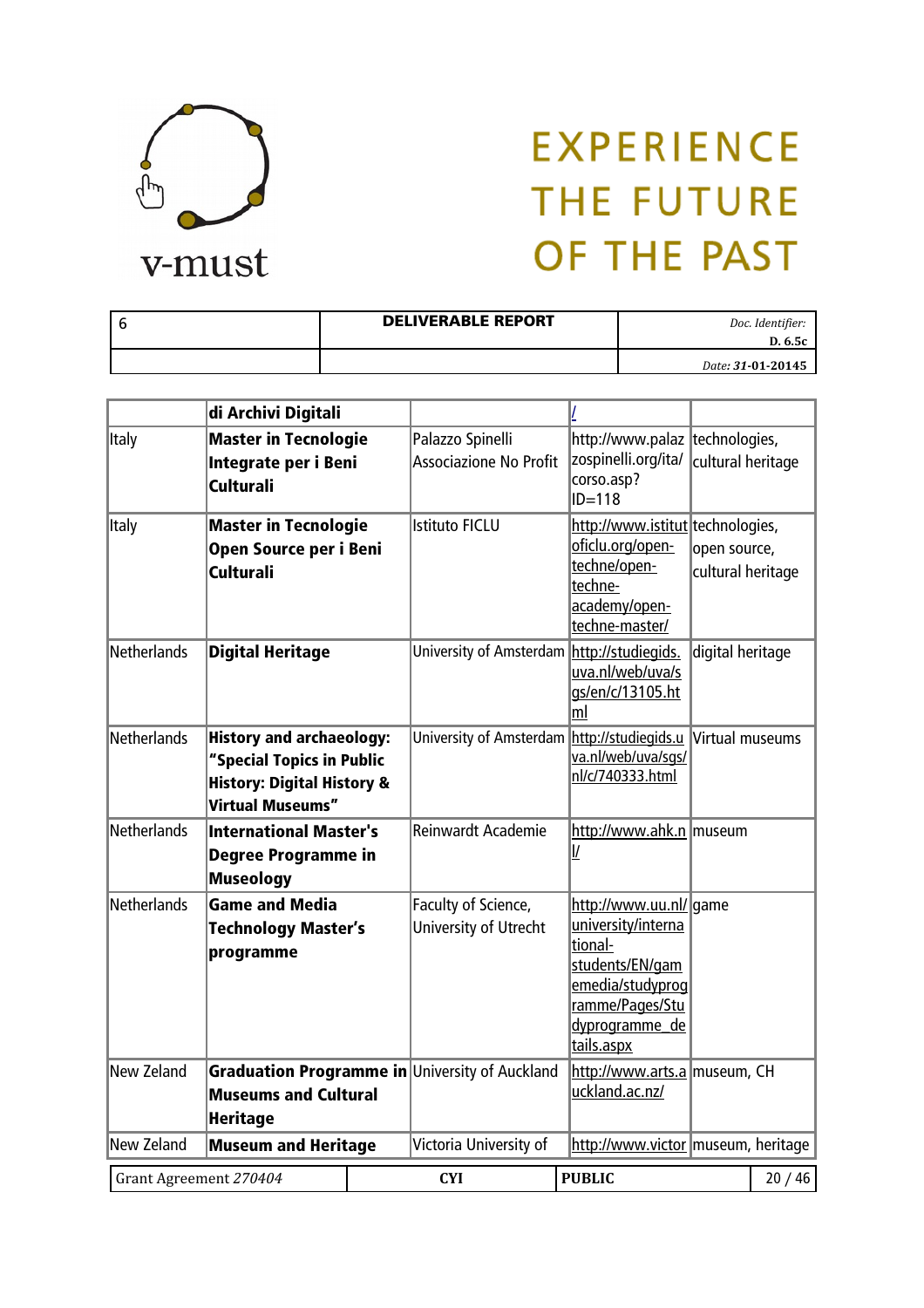| | di Archivi Digitali | | / | |
|---|---|---|---|---|
| Italy | **Master in Tecnologie Integrate per i Beni Culturali** | Palazzo Spinelli Associazione No Profit | http://www.palazzospinelli.org/ita/corso.asp?ID=118 | technologies, cultural heritage |
| Italy | **Master in Tecnologie Open Source per i Beni Culturali** | Istituto FICLU | http://www.istitutoficlu.org/open-techne/open-techne-academy/open-techne-master/ | technologies, open source, cultural heritage |
| Netherlands | **Digital Heritage** | University of Amsterdam | http://studiegids.uva.nl/web/uva/sgs/en/c/13105.html | digital heritage |
| Netherlands | **History and archaeology: "Special Topics in Public History: Digital History & Virtual Museums"** | University of Amsterdam | http://studiegids.uva.nl/web/uva/sgs/nl/c/740333.html | Virtual museums |
| Netherlands | **International Master's Degree Programme in Museology** | Reinwardt Academie | http://www.ahk.nl/ | museum |
| Netherlands | **Game and Media Technology Master's programme** | Faculty of Science, University of Utrecht | http://www.uu.nl/university/international-students/EN/gamemedia/studyprogramme/Pages/Studyprogramme_details.aspx | game |
| New Zeland | **Graduation Programme in Museums and Cultural Heritage** | University of Auckland | http://www.arts.auckland.ac.nz/ | museum, CH |
| New Zeland | **Museum and Heritage** | Victoria University of | http://www.victor | museum, heritage |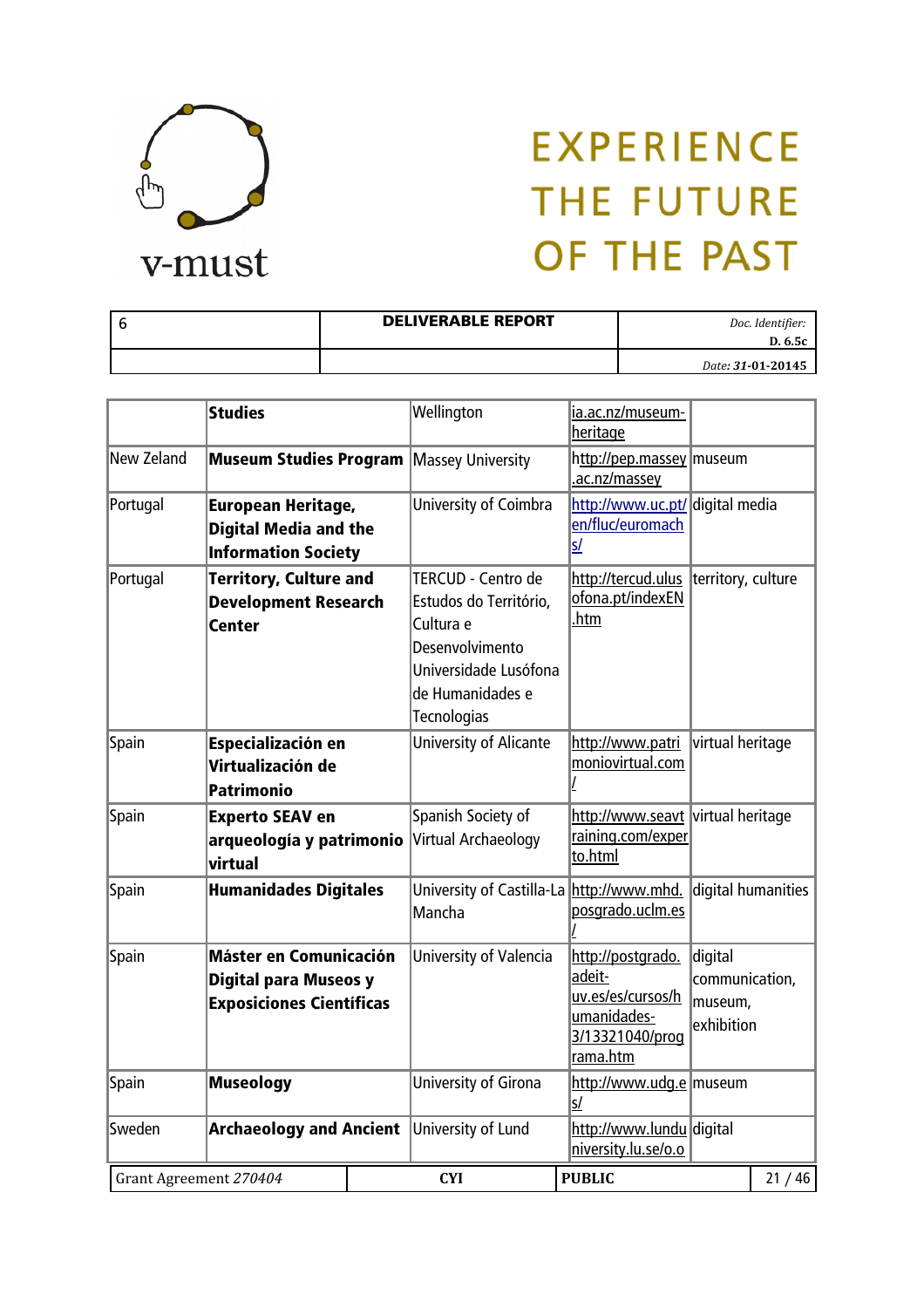| | **Studies** | Wellington | ia.ac.nz/museum-heritage | |
|---|---|---|---|---|
| New Zeland | **Museum Studies Program** | Massey University | http://pep.massey.ac.nz/massey | museum |
| Portugal | **European Heritage, Digital Media and the Information Society** | University of Coimbra | http://www.uc.pt/en/fluc/euromachs/ | digital media |
| Portugal | **Territory, Culture and Development Research Center** | TERCUD - Centro de Estudos do Território, Cultura e Desenvolvimento Universidade Lusófona de Humanidades e Tecnologias | http://tercud.ulusofona.pt/indexEN.htm | territory, culture |
| Spain | **Especialización en Virtualización de Patrimonio** | University of Alicante | http://www.patrimoniovirtual.com/ | virtual heritage |
| Spain | **Experto SEAV en arqueología y patrimonio virtual** | Spanish Society of Virtual Archaeology | http://www.seavtraining.com/experto.html | virtual heritage |
| Spain | **Humanidades Digitales** | University of Castilla-La Mancha | http://www.mhd.posgrado.uclm.es/ | digital humanities |
| Spain | **Máster en Comunicación Digital para Museos y Exposiciones Científicas** | University of Valencia | http://postgrado.adeit-uv.es/es/cursos/humanidades-3/13321040/programa.htm | digital communication, museum, exhibition |
| Spain | **Museology** | University of Girona | http://www.udg.es/ | museum |
| Sweden | **Archaeology and Ancient** | University of Lund | http://www.lunduniversity.lu.se/o.o | digital |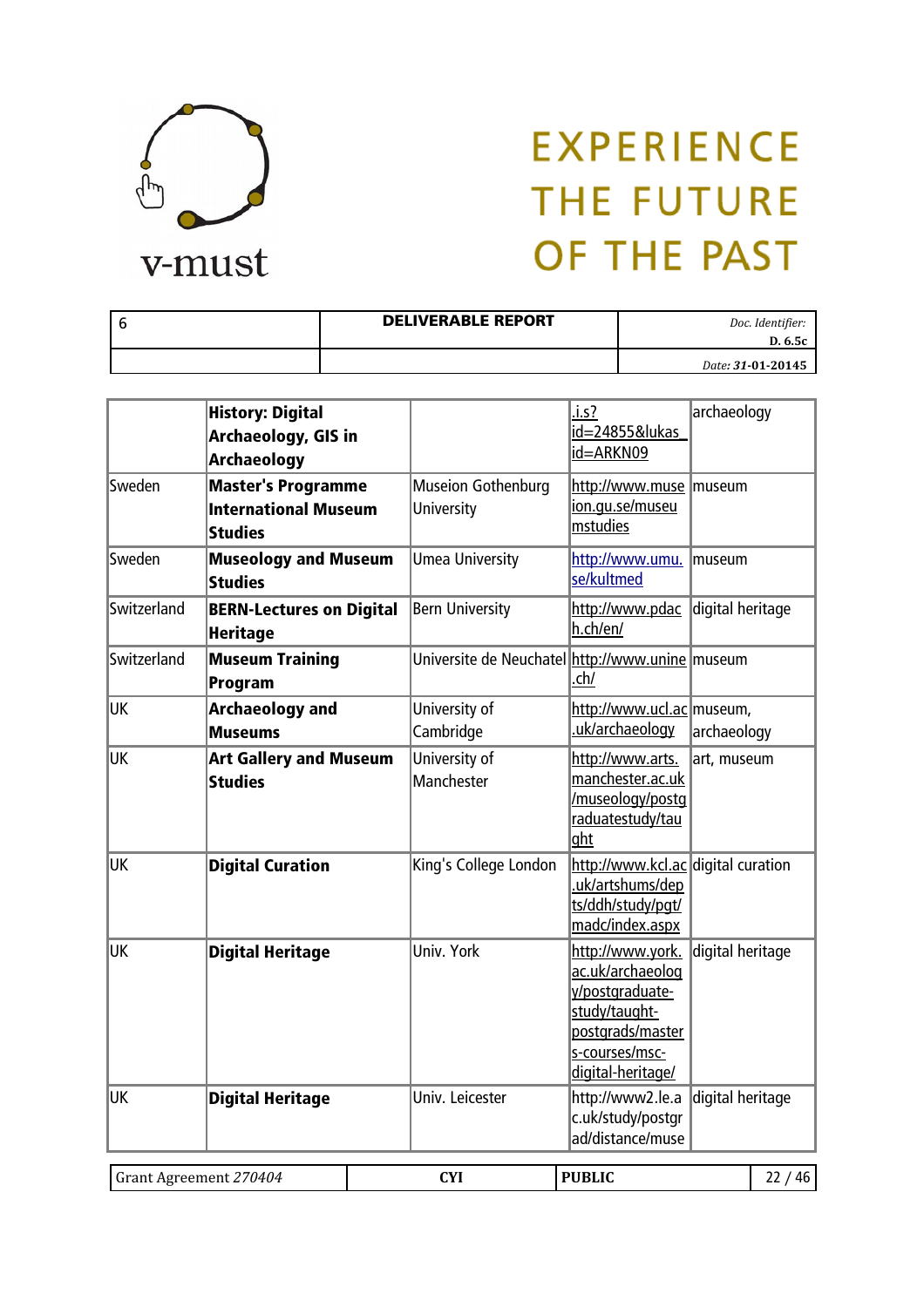| | **History: Digital Archaeology, GIS in Archaeology** | | .i.s?id=24855&lukas_id=ARKN09 | archaeology |
|---|---|---|---|---|
| Sweden | **Master's Programme International Museum Studies** | Museion Gothenburg University | http://www.museion.gu.se/museumstudies | museum |
| Sweden | **Museology and Museum Studies** | Umea University | http://www.umu.se/kultmed | museum |
| Switzerland | **BERN-Lectures on Digital Heritage** | Bern University | http://www.pdach.ch/en/ | digital heritage |
| Switzerland | **Museum Training Program** | Universite de Neuchatel | http://www.unine.ch/ | museum |
| UK | **Archaeology and Museums** | University of Cambridge | http://www.ucl.ac.uk/archaeology | museum, archaeology |
| UK | **Art Gallery and Museum Studies** | University of Manchester | http://www.arts.manchester.ac.uk/museology/postgraduatestudy/taught | art, museum |
| UK | **Digital Curation** | King's College London | http://www.kcl.ac.uk/artshums/depts/ddh/study/pgt/madc/index.aspx | digital curation |
| UK | **Digital Heritage** | Univ. York | http://www.york.ac.uk/archaeology/postgraduate-study/taught-postgrads/masters-courses/msc-digital-heritage/ | digital heritage |
| UK | **Digital Heritage** | Univ. Leicester | http://www2.le.ac.uk/study/postgrad/distance/muse | digital heritage |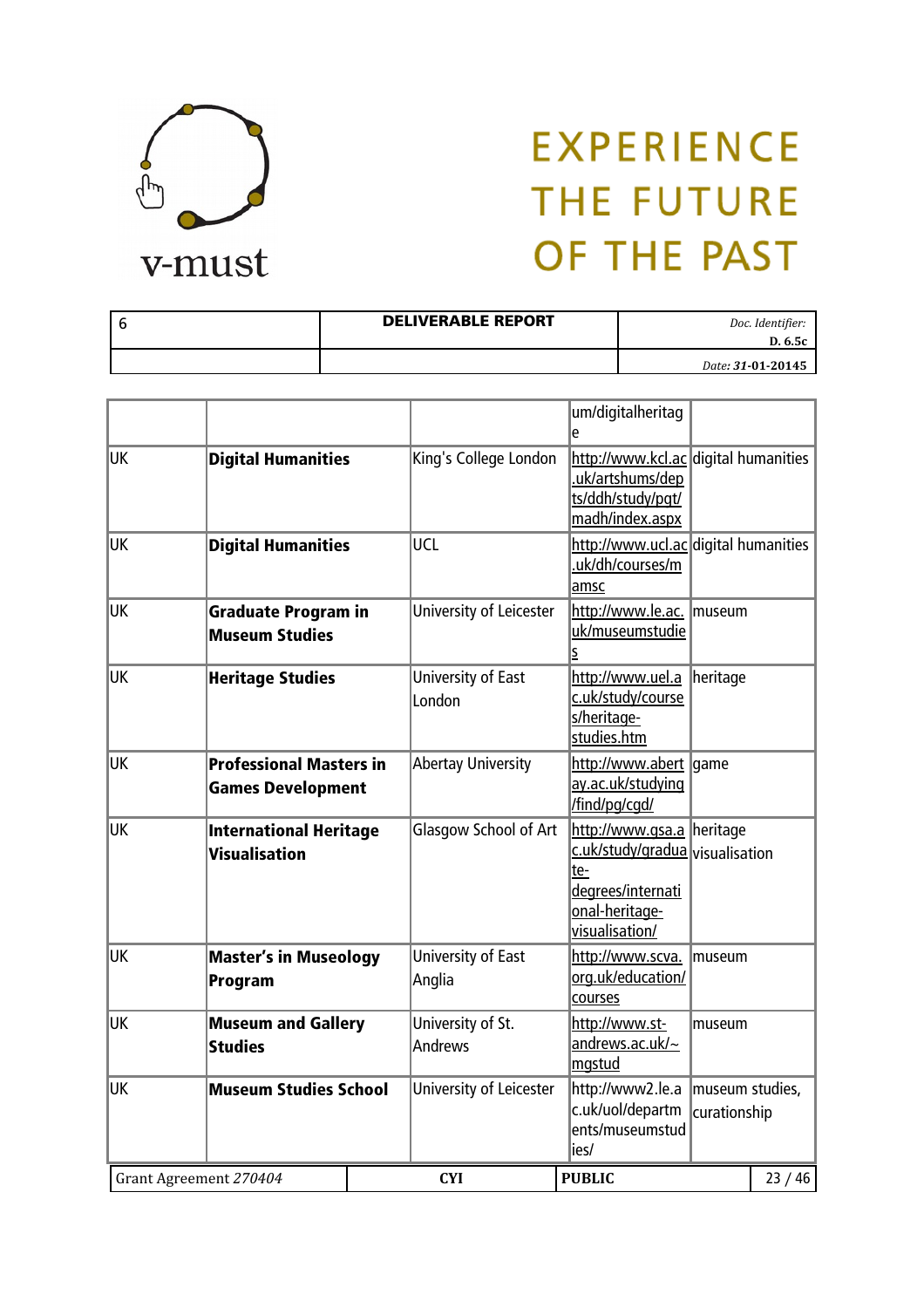|  |  |  | um/digitalheritage |  |
|---|---|---|---|---|
| UK | **Digital Humanities** | King's College London | http://www.kcl.ac.uk/artshums/depts/ddh/study/pgt/madh/index.aspx | digital humanities |
| UK | **Digital Humanities** | UCL | http://www.ucl.ac.uk/dh/courses/mamsc | digital humanities |
| UK | **Graduate Program in Museum Studies** | University of Leicester | http://www.le.ac.uk/museumstudies | museum |
| UK | **Heritage Studies** | University of East London | http://www.uel.ac.uk/study/courses/heritage-studies.htm | heritage |
| UK | **Professional Masters in Games Development** | Abertay University | http://www.abertay.ac.uk/studying/find/pg/cgd/ | game |
| UK | **International Heritage Visualisation** | Glasgow School of Art | http://www.gsa.ac.uk/study/graduate-degrees/international-heritage-visualisation/ | heritage visualisation |
| UK | **Master's in Museology Program** | University of East Anglia | http://www.scva.org.uk/education/courses | museum |
| UK | **Museum and Gallery Studies** | University of St. Andrews | http://www.st-andrews.ac.uk/~mgstud | museum |
| UK | **Museum Studies School** | University of Leicester | http://www2.le.ac.uk/uol/departments/museumstudies/ | museum studies, curationship |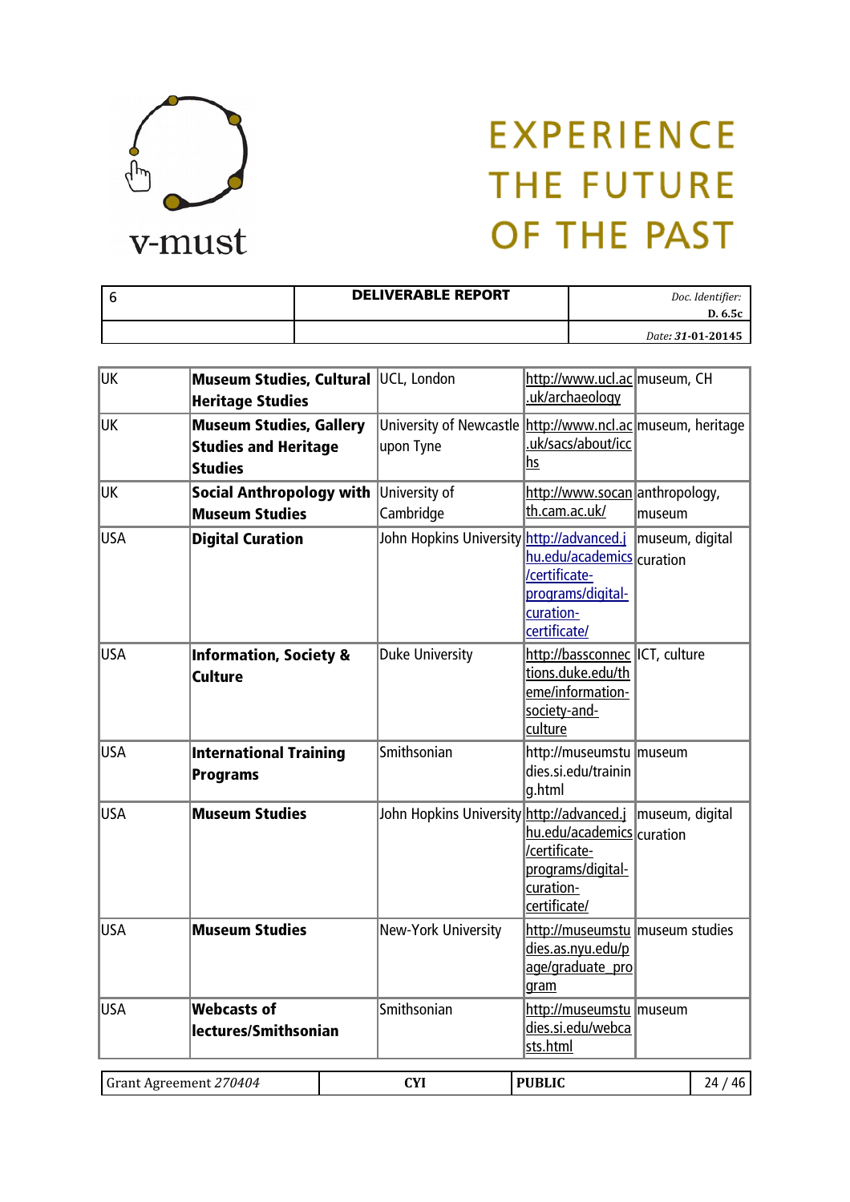| UK | **Museum Studies, Cultural Heritage Studies** | UCL, London | http://www.ucl.ac.uk/archaeology | museum, CH |
|---|---|---|---|---|
| UK | **Museum Studies, Gallery Studies and Heritage Studies** | University of Newcastle upon Tyne | http://www.ncl.ac.uk/sacs/about/icchs | museum, heritage |
| UK | **Social Anthropology with Museum Studies** | University of Cambridge | http://www.socanth.cam.ac.uk/ | anthropology, museum |
| USA | **Digital Curation** | John Hopkins University | http://advanced.jhu.edu/academics/certificate-programs/digital-curation-certificate/ | museum, digital curation |
| USA | **Information, Society & Culture** | Duke University | http://bassconnections.duke.edu/theme/information-society-and-culture | ICT, culture |
| USA | **International Training Programs** | Smithsonian | http://museumstudies.si.edu/training.html | museum |
| USA | **Museum Studies** | John Hopkins University | http://advanced.jhu.edu/academics/certificate-programs/digital-curation-certificate/ | museum, digital curation |
| USA | **Museum Studies** | New-York University | http://museumstudies.as.nyu.edu/page/graduate_program | museum studies |
| USA | **Webcasts of lectures/Smithsonian** | Smithsonian | http://museumstudies.si.edu/webcasts.html | museum |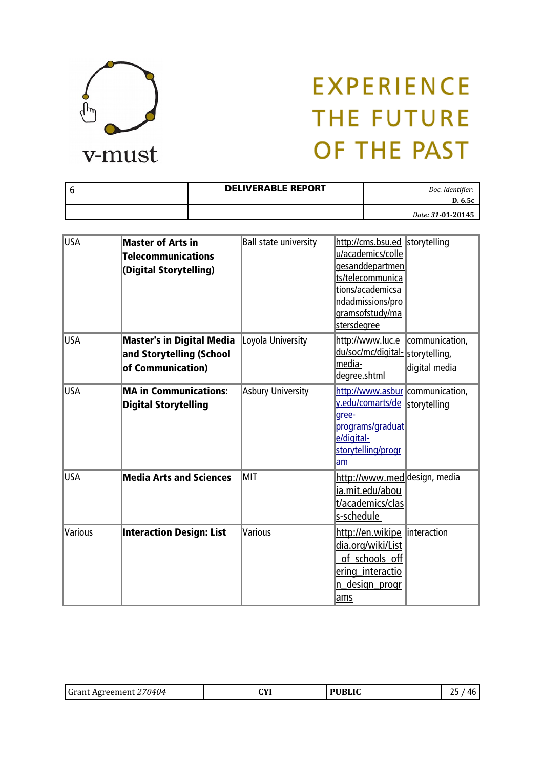| | | | | |
|---|---|---|---|---|
| USA | **Master of Arts in Telecommunications (Digital Storytelling)** | Ball state university | http://cms.bsu.edu/academics/collegesanddepartments/telecommunications/academicsandadmissions/programsofstudy/mastersdegree | storytelling |
| USA | **Master's in Digital Media and Storytelling (School of Communication)** | Loyola University | http://www.luc.edu/soc/mc/digital-media-degree.shtml | communication, storytelling, digital media |
| USA | **MA in Communications: Digital Storytelling** | Asbury University | http://www.asbury.edu/comarts/degree-programs/graduate/digital-storytelling/program | communication, storytelling |
| USA | **Media Arts and Sciences** | MIT | http://www.media.mit.edu/about/academics/class-schedule | design, media |
| Various | **Interaction Design: List** | Various | http://en.wikipedia.org/wiki/List_of_schools_offering_interaction_design_programs | interaction |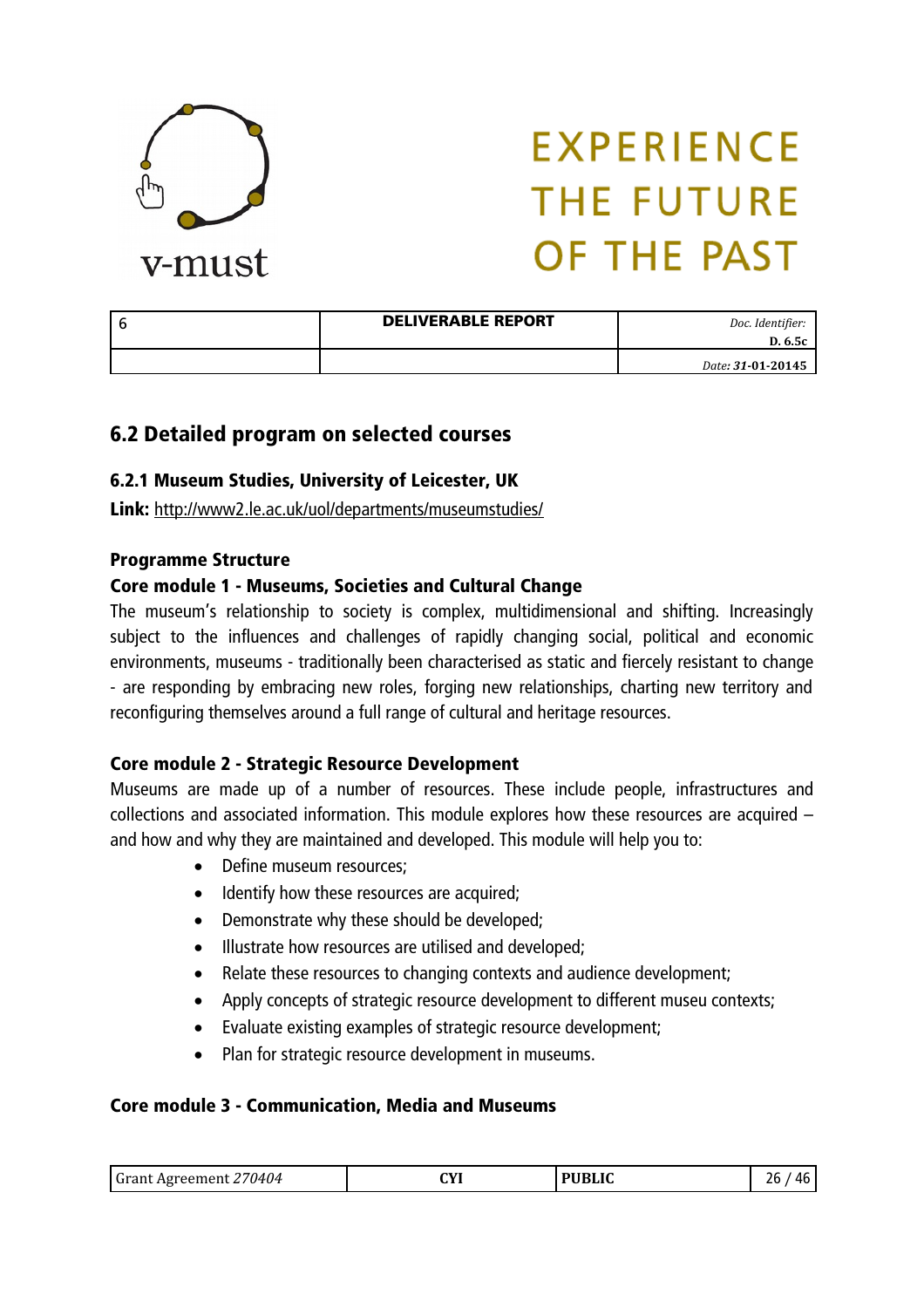## 6.2 Detailed program on selected courses

### 6.2.1 Museum Studies, University of Leicester, UK

**Link:** http://www2.le.ac.uk/uol/departments/museumstudies/

**Programme Structure**

**Core module 1 - Museums, Societies and Cultural Change**

The museum's relationship to society is complex, multidimensional and shifting. Increasingly subject to the influences and challenges of rapidly changing social, political and economic environments, museums - traditionally been characterised as static and fiercely resistant to change - are responding by embracing new roles, forging new relationships, charting new territory and reconfiguring themselves around a full range of cultural and heritage resources.

**Core module 2 - Strategic Resource Development**

Museums are made up of a number of resources. These include people, infrastructures and collections and associated information. This module explores how these resources are acquired – and how and why they are maintained and developed. This module will help you to:

- Define museum resources;
- Identify how these resources are acquired;
- Demonstrate why these should be developed;
- Illustrate how resources are utilised and developed;
- Relate these resources to changing contexts and audience development;
- Apply concepts of strategic resource development to different museu contexts;
- Evaluate existing examples of strategic resource development;
- Plan for strategic resource development in museums.

**Core module 3 - Communication, Media and Museums**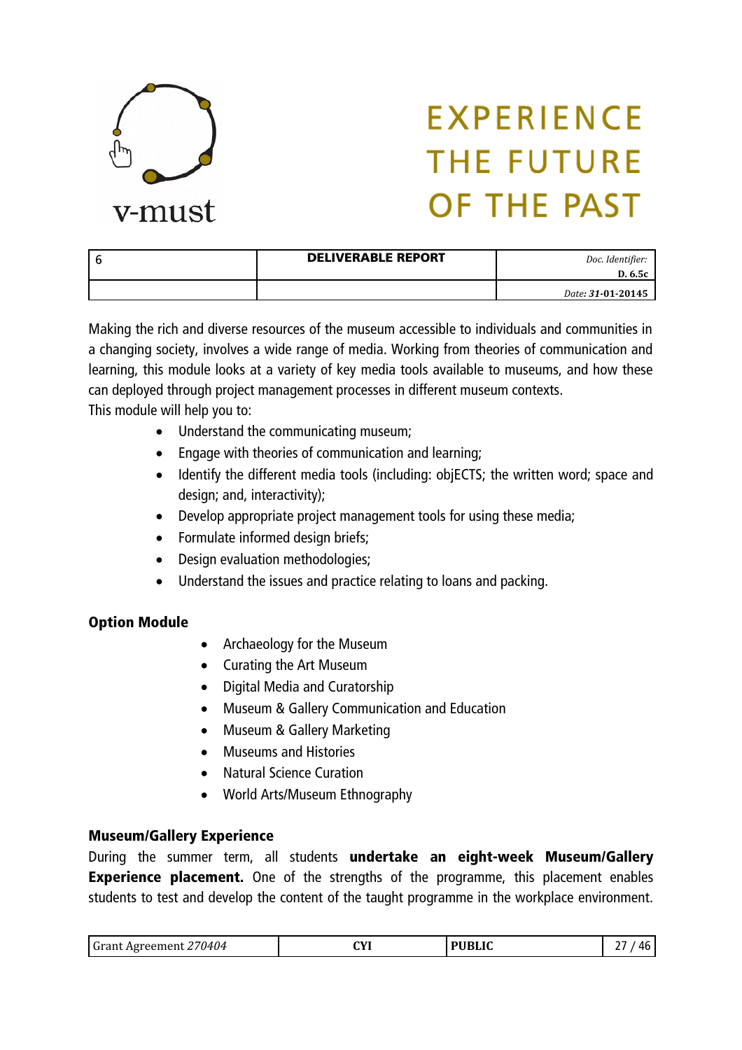Making the rich and diverse resources of the museum accessible to individuals and communities in a changing society, involves a wide range of media. Working from theories of communication and learning, this module looks at a variety of key media tools available to museums, and how these can deployed through project management processes in different museum contexts.
This module will help you to:

- Understand the communicating museum;
- Engage with theories of communication and learning;
- Identify the different media tools (including: objECTS; the written word; space and design; and, interactivity);
- Develop appropriate project management tools for using these media;
- Formulate informed design briefs;
- Design evaluation methodologies;
- Understand the issues and practice relating to loans and packing.

**Option Module**

- Archaeology for the Museum
- Curating the Art Museum
- Digital Media and Curatorship
- Museum & Gallery Communication and Education
- Museum & Gallery Marketing
- Museums and Histories
- Natural Science Curation
- World Arts/Museum Ethnography

**Museum/Gallery Experience**

During the summer term, all students **undertake an eight-week Museum/Gallery Experience placement.** One of the strengths of the programme, this placement enables students to test and develop the content of the taught programme in the workplace environment.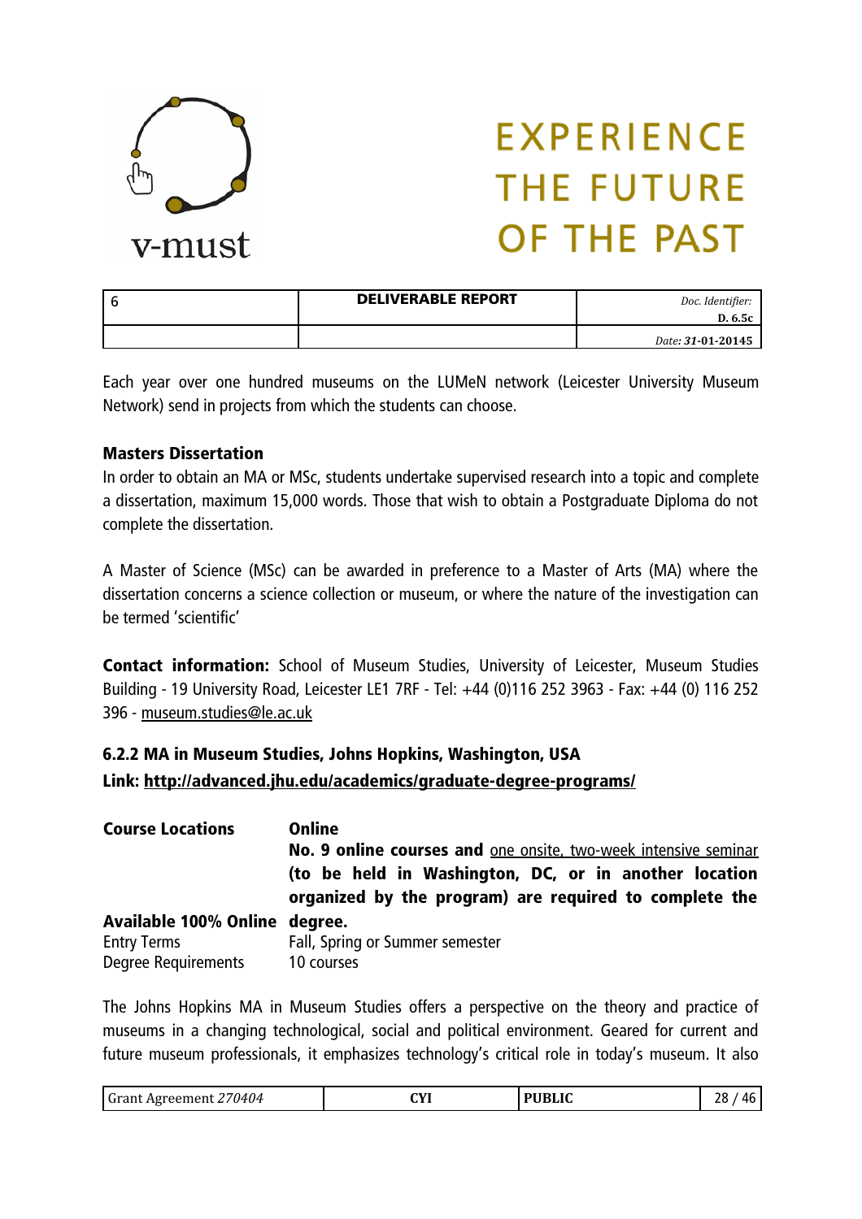Each year over one hundred museums on the LUMeN network (Leicester University Museum Network) send in projects from which the students can choose.

**Masters Dissertation**

In order to obtain an MA or MSc, students undertake supervised research into a topic and complete a dissertation, maximum 15,000 words. Those that wish to obtain a Postgraduate Diploma do not complete the dissertation.

A Master of Science (MSc) can be awarded in preference to a Master of Arts (MA) where the dissertation concerns a science collection or museum, or where the nature of the investigation can be termed 'scientific'

**Contact information:** School of Museum Studies, University of Leicester, Museum Studies Building - 19 University Road, Leicester LE1 7RF - Tel: +44 (0)116 252 3963 - Fax: +44 (0) 116 252 396 - museum.studies@le.ac.uk

### 6.2.2 MA in Museum Studies, Johns Hopkins, Washington, USA

**Link: http://advanced.jhu.edu/academics/graduate-degree-programs/**

| | |
|---|---|
| **Course Locations** | **Online** |
| **Available 100% Online** | **No. 9 online courses and** one onsite, two-week intensive seminar **(to be held in Washington, DC, or in another location organized by the program) are required to complete the degree.** |
| Entry Terms | Fall, Spring or Summer semester |
| Degree Requirements | 10 courses |

The Johns Hopkins MA in Museum Studies offers a perspective on the theory and practice of museums in a changing technological, social and political environment. Geared for current and future museum professionals, it emphasizes technology's critical role in today's museum. It also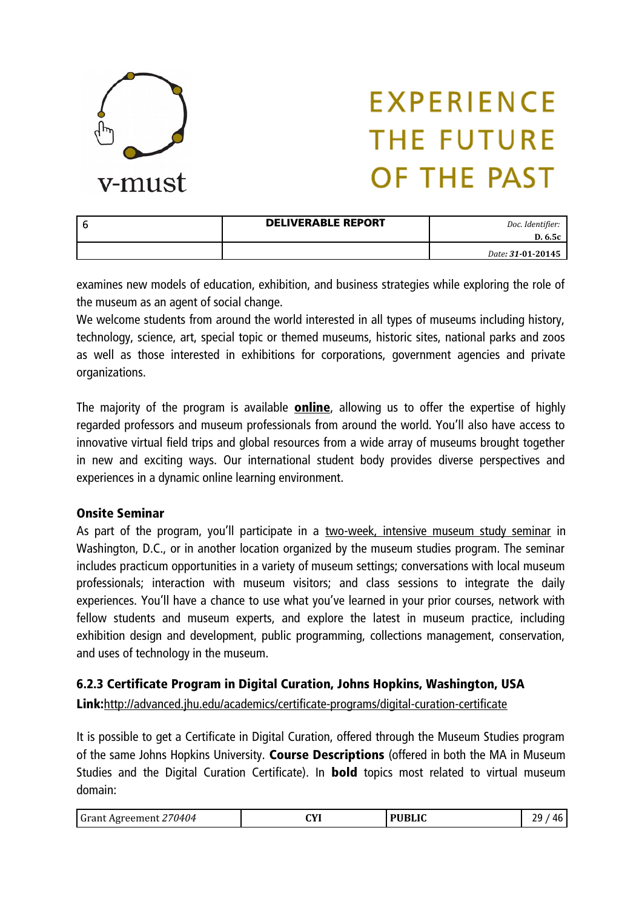examines new models of education, exhibition, and business strategies while exploring the role of the museum as an agent of social change.

We welcome students from around the world interested in all types of museums including history, technology, science, art, special topic or themed museums, historic sites, national parks and zoos as well as those interested in exhibitions for corporations, government agencies and private organizations.

The majority of the program is available **online**, allowing us to offer the expertise of highly regarded professors and museum professionals from around the world. You'll also have access to innovative virtual field trips and global resources from a wide array of museums brought together in new and exciting ways. Our international student body provides diverse perspectives and experiences in a dynamic online learning environment.

**Onsite Seminar**

As part of the program, you'll participate in a two-week, intensive museum study seminar in Washington, D.C., or in another location organized by the museum studies program. The seminar includes practicum opportunities in a variety of museum settings; conversations with local museum professionals; interaction with museum visitors; and class sessions to integrate the daily experiences. You'll have a chance to use what you've learned in your prior courses, network with fellow students and museum experts, and explore the latest in museum practice, including exhibition design and development, public programming, collections management, conservation, and uses of technology in the museum.

### 6.2.3 Certificate Program in Digital Curation, Johns Hopkins, Washington, USA

**Link:**http://advanced.jhu.edu/academics/certificate-programs/digital-curation-certificate

It is possible to get a Certificate in Digital Curation, offered through the Museum Studies program of the same Johns Hopkins University. **Course Descriptions** (offered in both the MA in Museum Studies and the Digital Curation Certificate). In **bold** topics most related to virtual museum domain: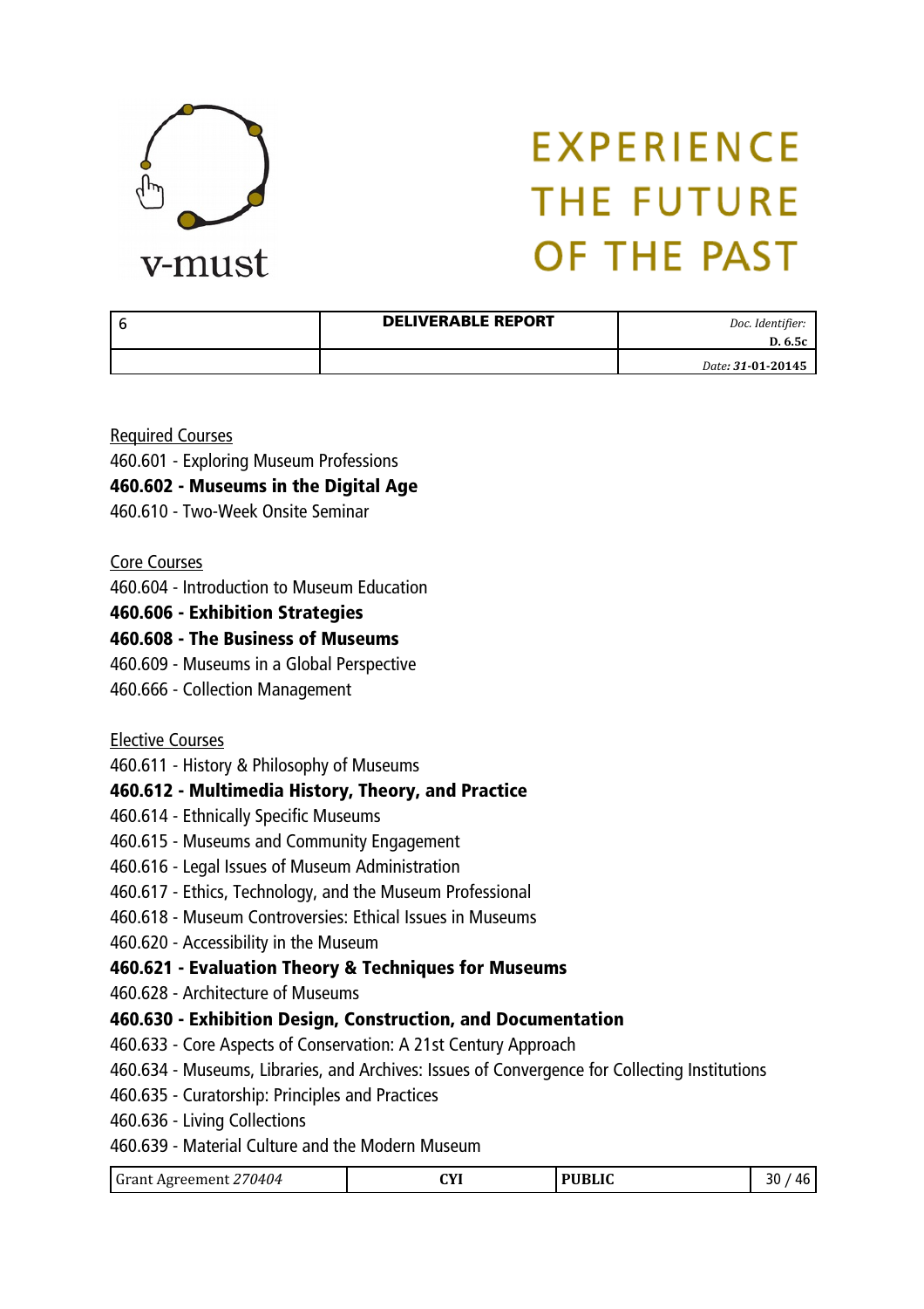Required Courses

460.601 - Exploring Museum Professions

**460.602 - Museums in the Digital Age**

460.610 - Two-Week Onsite Seminar

Core Courses

460.604 - Introduction to Museum Education

**460.606 - Exhibition Strategies**

**460.608 - The Business of Museums**

460.609 - Museums in a Global Perspective

460.666 - Collection Management

Elective Courses

460.611 - History & Philosophy of Museums

**460.612 - Multimedia History, Theory, and Practice**

460.614 - Ethnically Specific Museums

460.615 - Museums and Community Engagement

460.616 - Legal Issues of Museum Administration

460.617 - Ethics, Technology, and the Museum Professional

460.618 - Museum Controversies: Ethical Issues in Museums

460.620 - Accessibility in the Museum

**460.621 - Evaluation Theory & Techniques for Museums**

460.628 - Architecture of Museums

**460.630 - Exhibition Design, Construction, and Documentation**

460.633 - Core Aspects of Conservation: A 21st Century Approach

460.634 - Museums, Libraries, and Archives: Issues of Convergence for Collecting Institutions

460.635 - Curatorship: Principles and Practices

460.636 - Living Collections

460.639 - Material Culture and the Modern Museum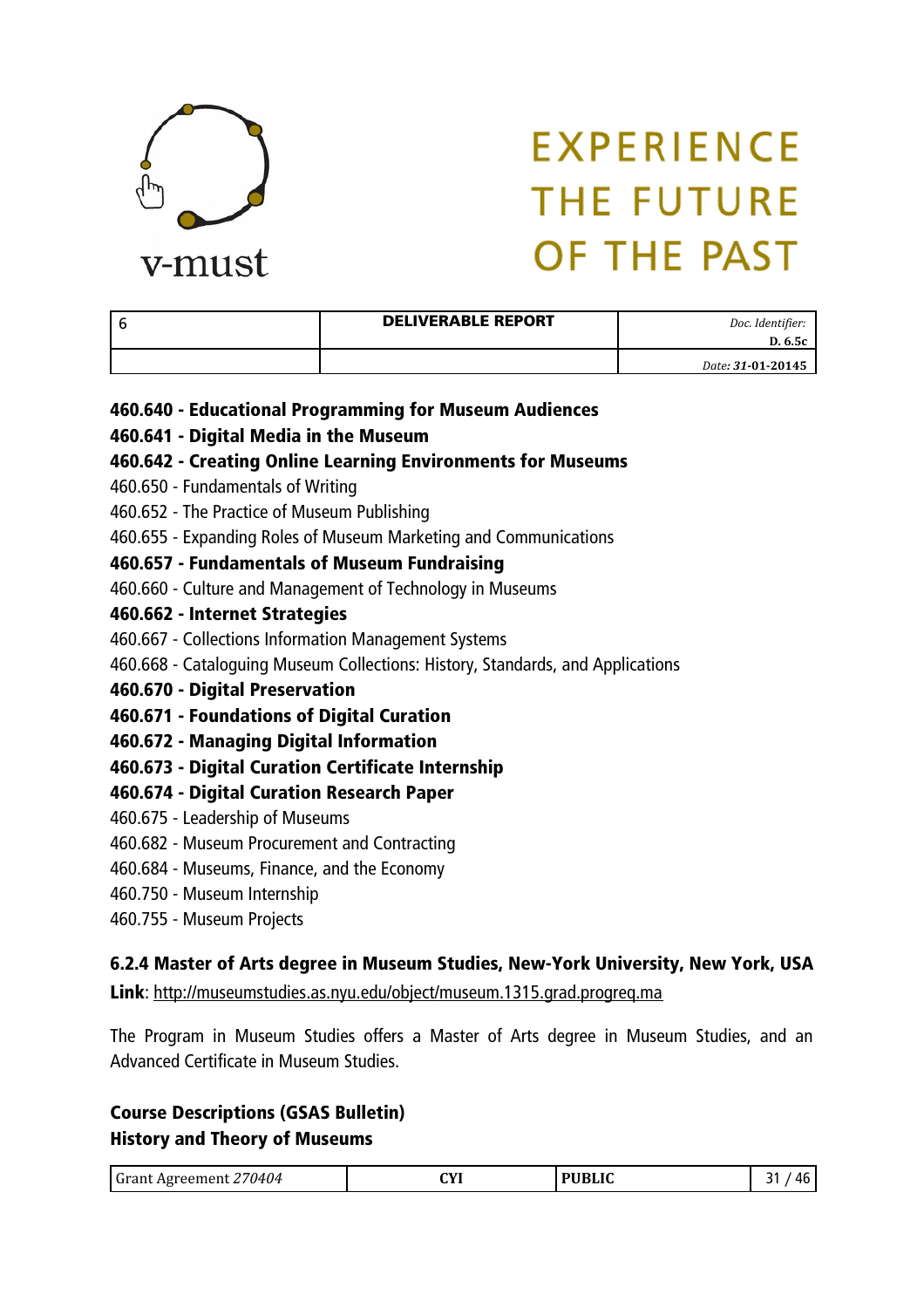**460.640 - Educational Programming for Museum Audiences**
**460.641 - Digital Media in the Museum**
**460.642 - Creating Online Learning Environments for Museums**
460.650 - Fundamentals of Writing
460.652 - The Practice of Museum Publishing
460.655 - Expanding Roles of Museum Marketing and Communications
**460.657 - Fundamentals of Museum Fundraising**
460.660 - Culture and Management of Technology in Museums
**460.662 - Internet Strategies**
460.667 - Collections Information Management Systems
460.668 - Cataloguing Museum Collections: History, Standards, and Applications
**460.670 - Digital Preservation**
**460.671 - Foundations of Digital Curation**
**460.672 - Managing Digital Information**
**460.673 - Digital Curation Certificate Internship**
**460.674 - Digital Curation Research Paper**
460.675 - Leadership of Museums
460.682 - Museum Procurement and Contracting
460.684 - Museums, Finance, and the Economy
460.750 - Museum Internship
460.755 - Museum Projects

### 6.2.4 Master of Arts degree in Museum Studies, New-York University, New York, USA

**Link**: http://museumstudies.as.nyu.edu/object/museum.1315.grad.progreq.ma

The Program in Museum Studies offers a Master of Arts degree in Museum Studies, and an Advanced Certificate in Museum Studies.

**Course Descriptions (GSAS Bulletin)**
**History and Theory of Museums**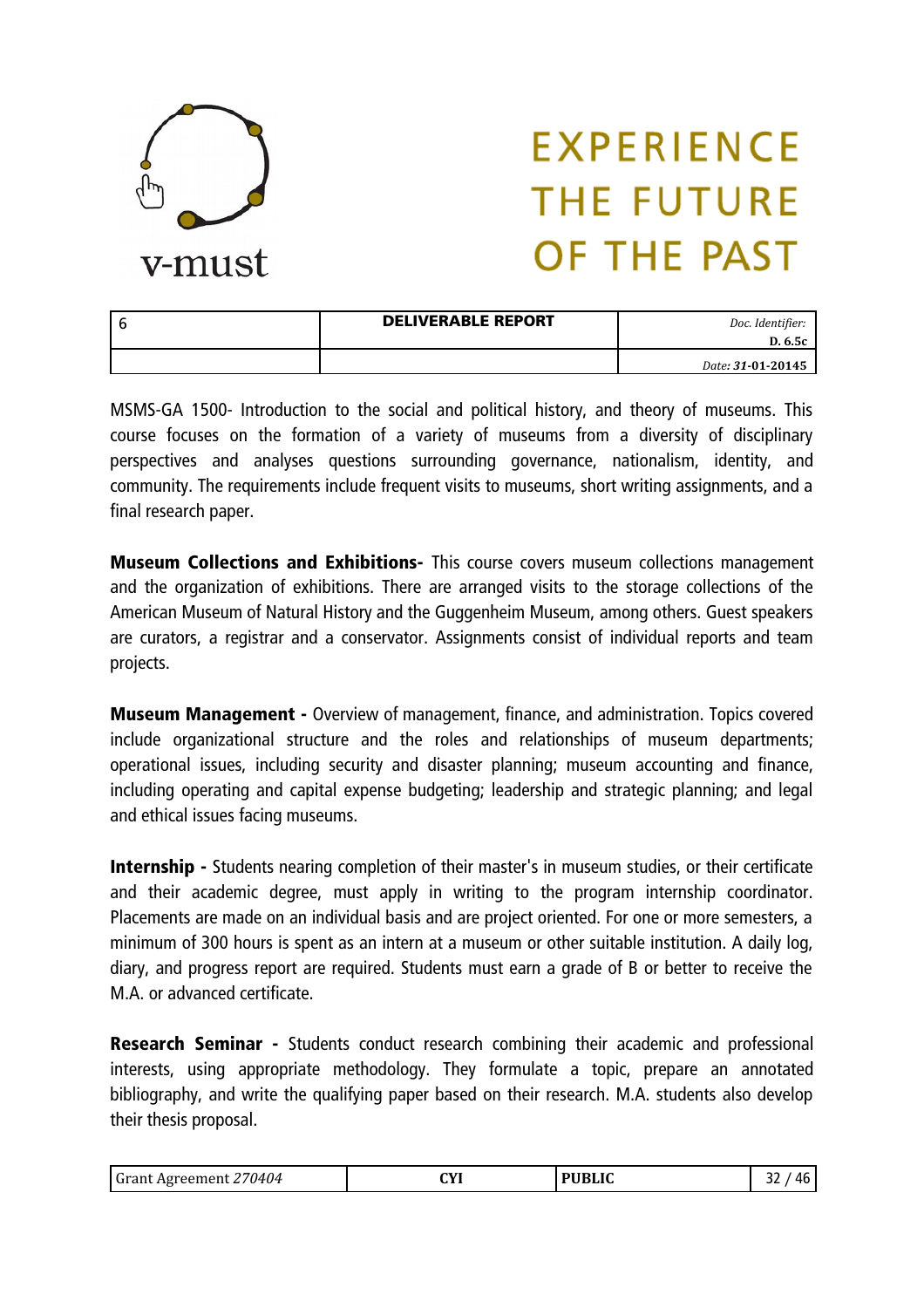MSMS-GA 1500- Introduction to the social and political history, and theory of museums. This course focuses on the formation of a variety of museums from a diversity of disciplinary perspectives and analyses questions surrounding governance, nationalism, identity, and community. The requirements include frequent visits to museums, short writing assignments, and a final research paper.

**Museum Collections and Exhibitions-** This course covers museum collections management and the organization of exhibitions. There are arranged visits to the storage collections of the American Museum of Natural History and the Guggenheim Museum, among others. Guest speakers are curators, a registrar and a conservator. Assignments consist of individual reports and team projects.

**Museum Management -** Overview of management, finance, and administration. Topics covered include organizational structure and the roles and relationships of museum departments; operational issues, including security and disaster planning; museum accounting and finance, including operating and capital expense budgeting; leadership and strategic planning; and legal and ethical issues facing museums.

**Internship -** Students nearing completion of their master's in museum studies, or their certificate and their academic degree, must apply in writing to the program internship coordinator. Placements are made on an individual basis and are project oriented. For one or more semesters, a minimum of 300 hours is spent as an intern at a museum or other suitable institution. A daily log, diary, and progress report are required. Students must earn a grade of B or better to receive the M.A. or advanced certificate.

**Research Seminar -** Students conduct research combining their academic and professional interests, using appropriate methodology. They formulate a topic, prepare an annotated bibliography, and write the qualifying paper based on their research. M.A. students also develop their thesis proposal.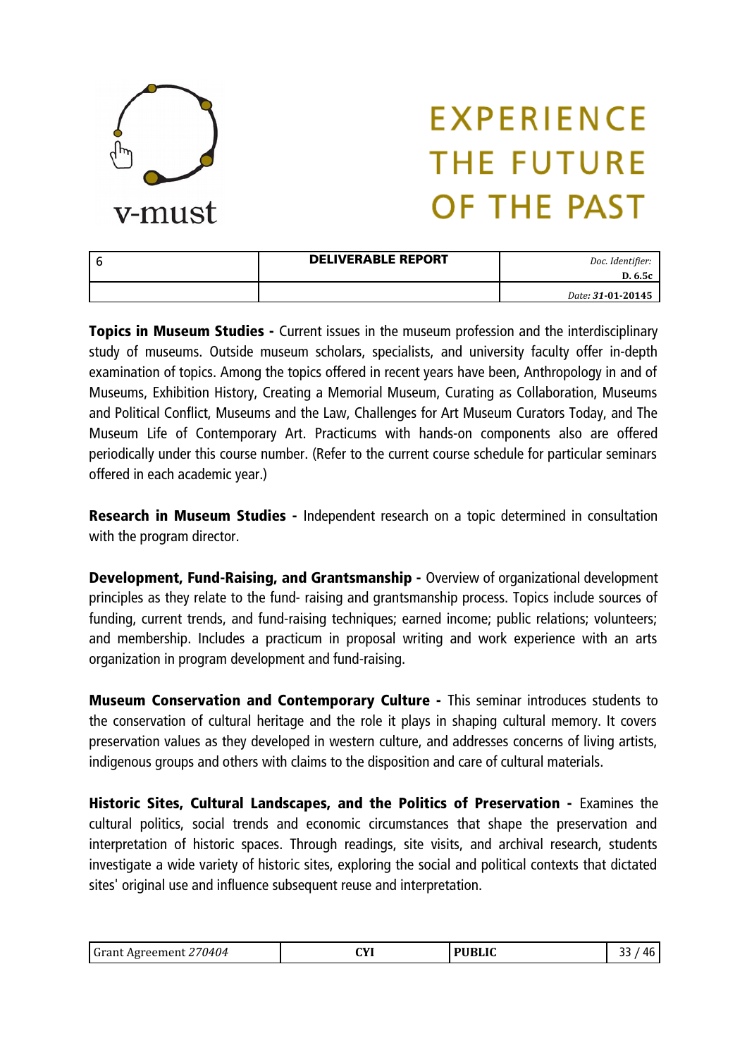**Topics in Museum Studies -** Current issues in the museum profession and the interdisciplinary study of museums. Outside museum scholars, specialists, and university faculty offer in-depth examination of topics. Among the topics offered in recent years have been, Anthropology in and of Museums, Exhibition History, Creating a Memorial Museum, Curating as Collaboration, Museums and Political Conflict, Museums and the Law, Challenges for Art Museum Curators Today, and The Museum Life of Contemporary Art. Practicums with hands-on components also are offered periodically under this course number. (Refer to the current course schedule for particular seminars offered in each academic year.)

**Research in Museum Studies -** Independent research on a topic determined in consultation with the program director.

**Development, Fund-Raising, and Grantsmanship -** Overview of organizational development principles as they relate to the fund- raising and grantsmanship process. Topics include sources of funding, current trends, and fund-raising techniques; earned income; public relations; volunteers; and membership. Includes a practicum in proposal writing and work experience with an arts organization in program development and fund-raising.

**Museum Conservation and Contemporary Culture -** This seminar introduces students to the conservation of cultural heritage and the role it plays in shaping cultural memory. It covers preservation values as they developed in western culture, and addresses concerns of living artists, indigenous groups and others with claims to the disposition and care of cultural materials.

**Historic Sites, Cultural Landscapes, and the Politics of Preservation -** Examines the cultural politics, social trends and economic circumstances that shape the preservation and interpretation of historic spaces. Through readings, site visits, and archival research, students investigate a wide variety of historic sites, exploring the social and political contexts that dictated sites' original use and influence subsequent reuse and interpretation.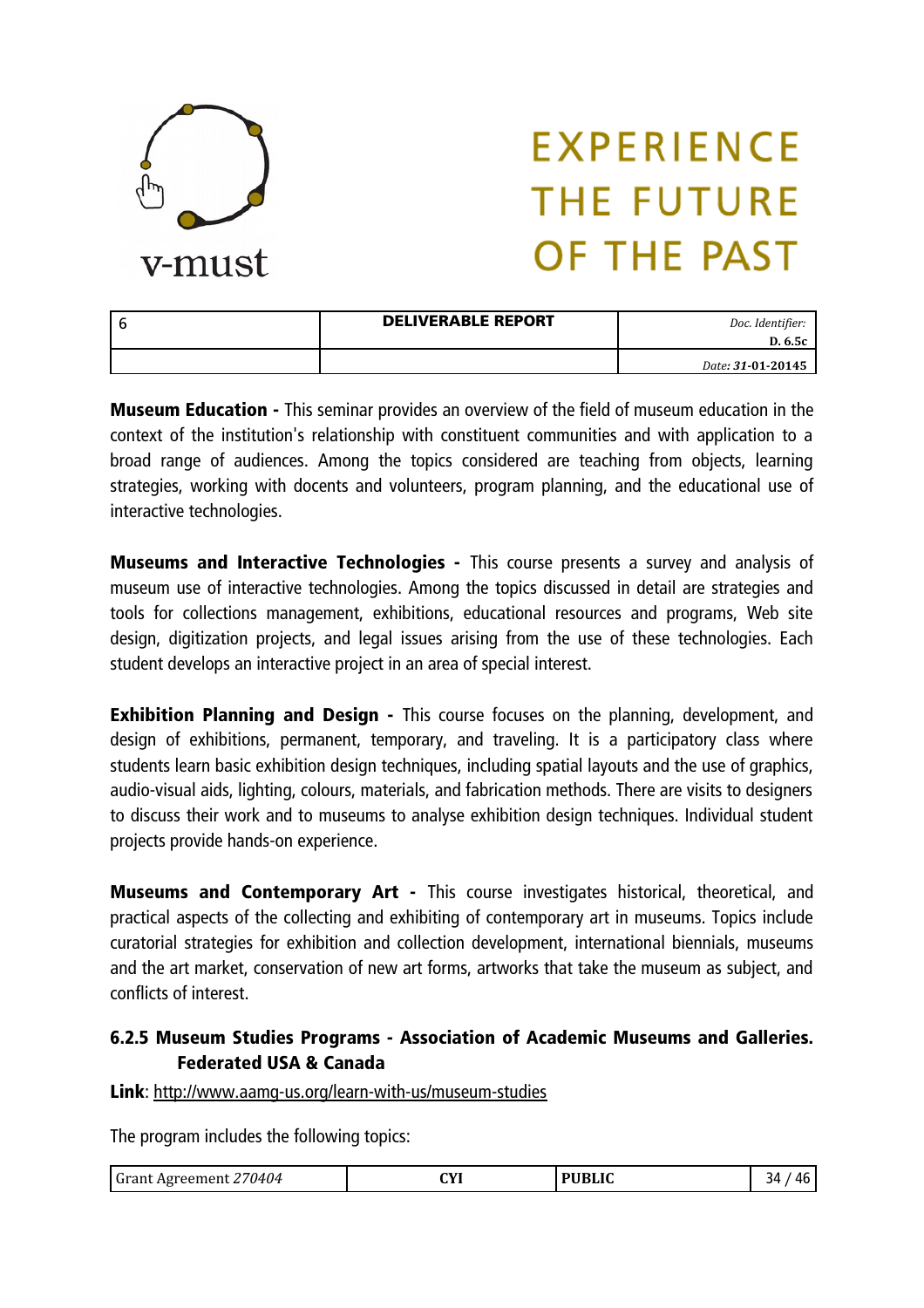**Museum Education -** This seminar provides an overview of the field of museum education in the context of the institution's relationship with constituent communities and with application to a broad range of audiences. Among the topics considered are teaching from objects, learning strategies, working with docents and volunteers, program planning, and the educational use of interactive technologies.

**Museums and Interactive Technologies -** This course presents a survey and analysis of museum use of interactive technologies. Among the topics discussed in detail are strategies and tools for collections management, exhibitions, educational resources and programs, Web site design, digitization projects, and legal issues arising from the use of these technologies. Each student develops an interactive project in an area of special interest.

**Exhibition Planning and Design -** This course focuses on the planning, development, and design of exhibitions, permanent, temporary, and traveling. It is a participatory class where students learn basic exhibition design techniques, including spatial layouts and the use of graphics, audio-visual aids, lighting, colours, materials, and fabrication methods. There are visits to designers to discuss their work and to museums to analyse exhibition design techniques. Individual student projects provide hands-on experience.

**Museums and Contemporary Art -** This course investigates historical, theoretical, and practical aspects of the collecting and exhibiting of contemporary art in museums. Topics include curatorial strategies for exhibition and collection development, international biennials, museums and the art market, conservation of new art forms, artworks that take the museum as subject, and conflicts of interest.

### 6.2.5 Museum Studies Programs - Association of Academic Museums and Galleries. Federated USA & Canada

**Link**: http://www.aamg-us.org/learn-with-us/museum-studies

The program includes the following topics: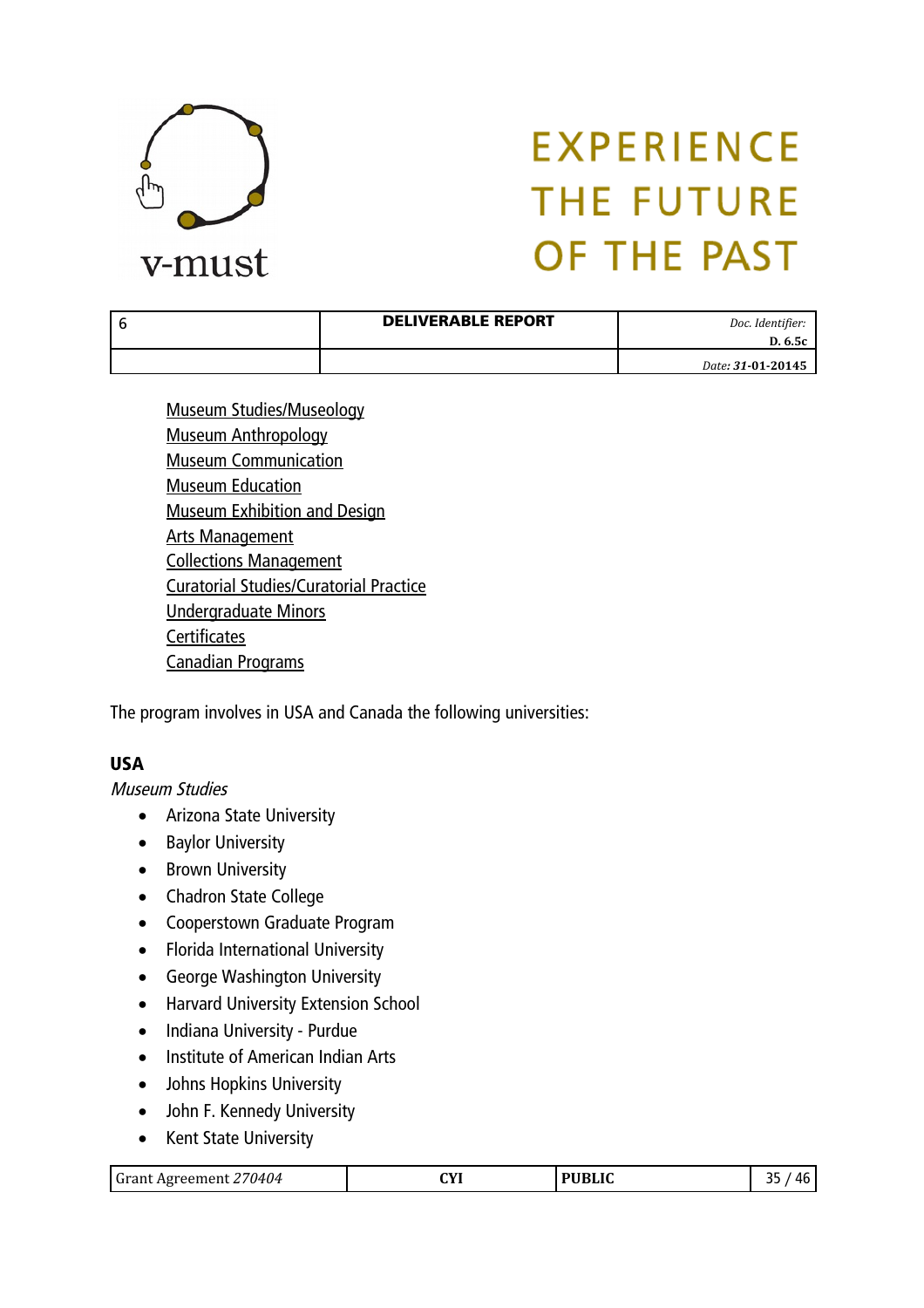- Museum Studies/Museology
- Museum Anthropology
- Museum Communication
- Museum Education
- Museum Exhibition and Design
- Arts Management
- Collections Management
- Curatorial Studies/Curatorial Practice
- Undergraduate Minors
- Certificates
- Canadian Programs

The program involves in USA and Canada the following universities:

**USA**

*Museum Studies*

- Arizona State University
- Baylor University
- Brown University
- Chadron State College
- Cooperstown Graduate Program
- Florida International University
- George Washington University
- Harvard University Extension School
- Indiana University - Purdue
- Institute of American Indian Arts
- Johns Hopkins University
- John F. Kennedy University
- Kent State University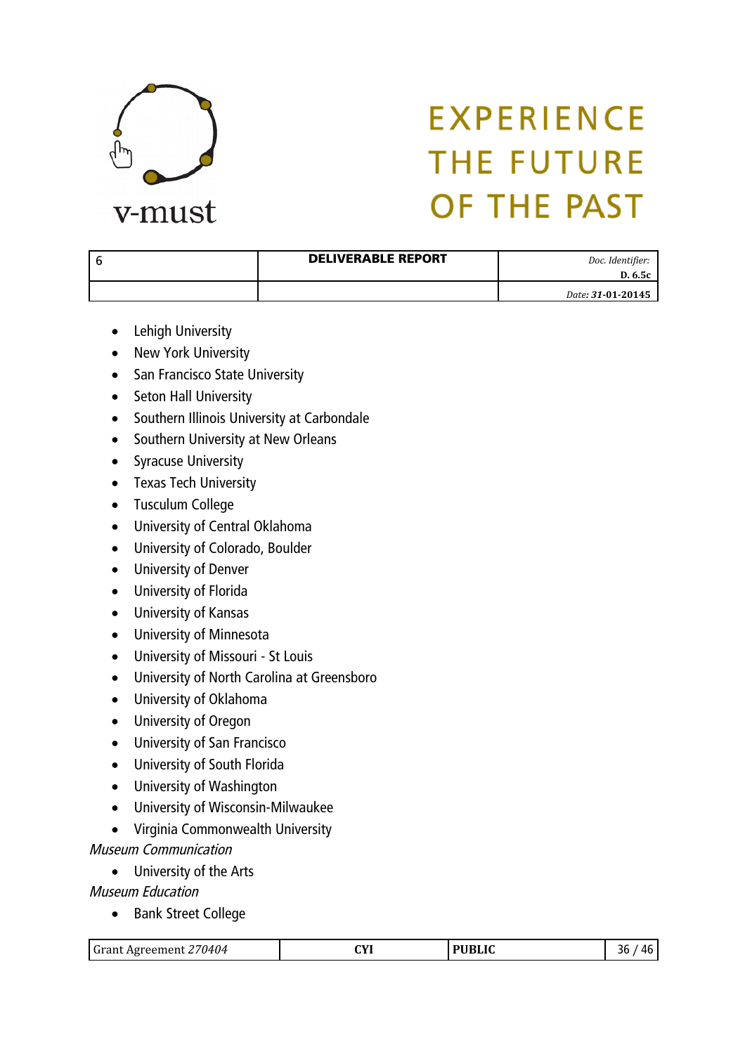- Lehigh University
- New York University
- San Francisco State University
- Seton Hall University
- Southern Illinois University at Carbondale
- Southern University at New Orleans
- Syracuse University
- Texas Tech University
- Tusculum College
- University of Central Oklahoma
- University of Colorado, Boulder
- University of Denver
- University of Florida
- University of Kansas
- University of Minnesota
- University of Missouri - St Louis
- University of North Carolina at Greensboro
- University of Oklahoma
- University of Oregon
- University of San Francisco
- University of South Florida
- University of Washington
- University of Wisconsin-Milwaukee
- Virginia Commonwealth University

*Museum Communication*

- University of the Arts

*Museum Education*

- Bank Street College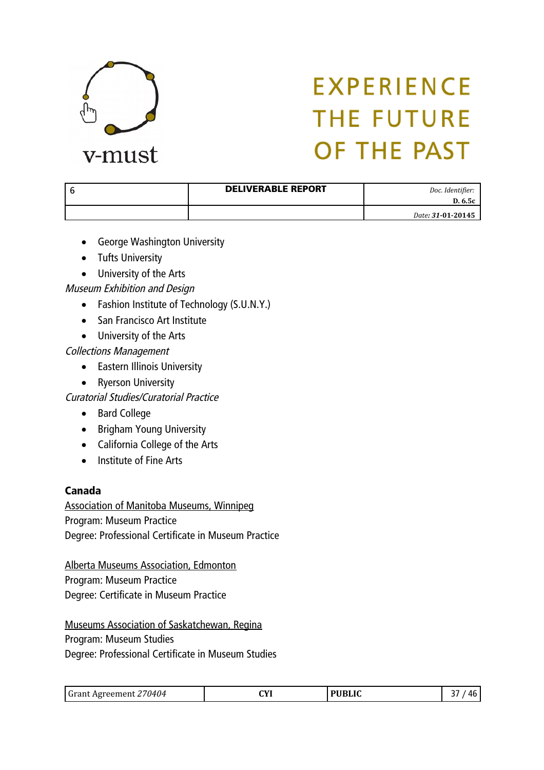- George Washington University
- Tufts University
- University of the Arts

*Museum Exhibition and Design*

- Fashion Institute of Technology (S.U.N.Y.)
- San Francisco Art Institute
- University of the Arts

*Collections Management*

- Eastern Illinois University
- Ryerson University

*Curatorial Studies/Curatorial Practice*

- Bard College
- Brigham Young University
- California College of the Arts
- Institute of Fine Arts

**Canada**

Association of Manitoba Museums, Winnipeg
Program: Museum Practice
Degree: Professional Certificate in Museum Practice

Alberta Museums Association, Edmonton
Program: Museum Practice
Degree: Certificate in Museum Practice

Museums Association of Saskatchewan, Regina
Program: Museum Studies
Degree: Professional Certificate in Museum Studies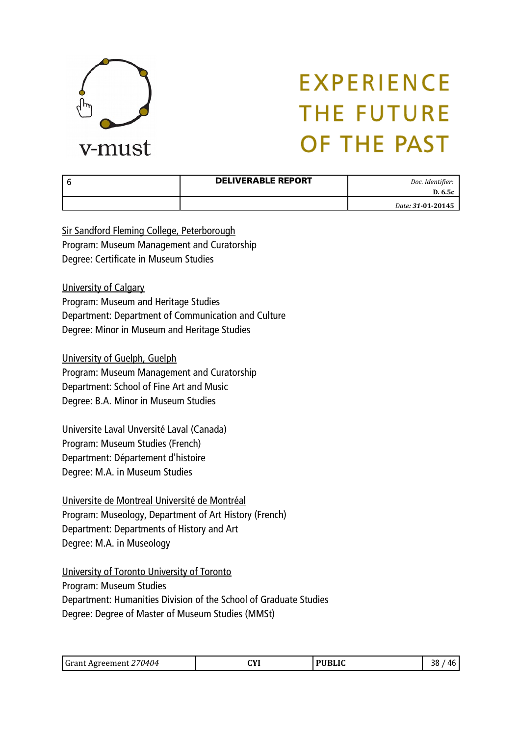Sir Sandford Fleming College, Peterborough
Program: Museum Management and Curatorship
Degree: Certificate in Museum Studies

University of Calgary
Program: Museum and Heritage Studies
Department: Department of Communication and Culture
Degree: Minor in Museum and Heritage Studies

University of Guelph, Guelph
Program: Museum Management and Curatorship
Department: School of Fine Art and Music
Degree: B.A. Minor in Museum Studies

Universite Laval Unversité Laval (Canada)
Program: Museum Studies (French)
Department: Département d'histoire
Degree: M.A. in Museum Studies

Universite de Montreal Université de Montréal
Program: Museology, Department of Art History (French)
Department: Departments of History and Art
Degree: M.A. in Museology

University of Toronto University of Toronto
Program: Museum Studies
Department: Humanities Division of the School of Graduate Studies
Degree: Degree of Master of Museum Studies (MMSt)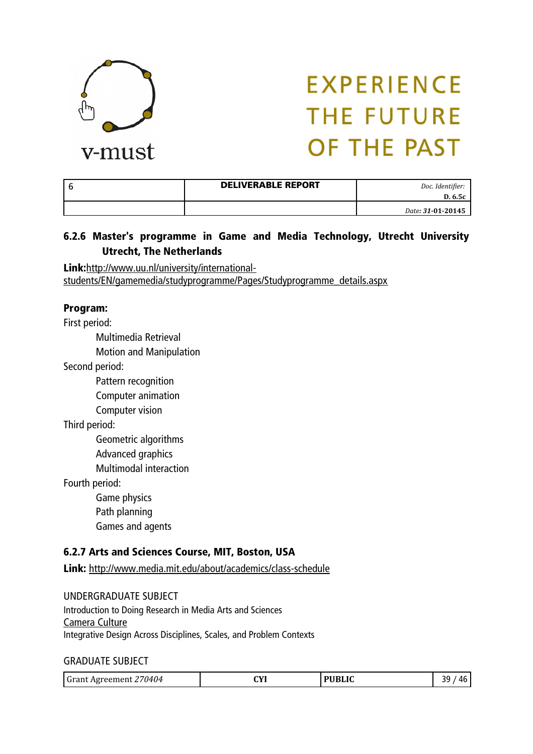### 6.2.6 Master's programme in Game and Media Technology, Utrecht University Utrecht, The Netherlands

**Link:**http://www.uu.nl/university/international-students/EN/gamemedia/studyprogramme/Pages/Studyprogramme_details.aspx

**Program:**

First period:

- Multimedia Retrieval
- Motion and Manipulation

Second period:

- Pattern recognition
- Computer animation
- Computer vision

Third period:

- Geometric algorithms
- Advanced graphics
- Multimodal interaction

Fourth period:

- Game physics
- Path planning
- Games and agents

### 6.2.7 Arts and Sciences Course, MIT, Boston, USA

**Link:** http://www.media.mit.edu/about/academics/class-schedule

UNDERGRADUATE SUBJECT

Introduction to Doing Research in Media Arts and Sciences
Camera Culture
Integrative Design Across Disciplines, Scales, and Problem Contexts

GRADUATE SUBJECT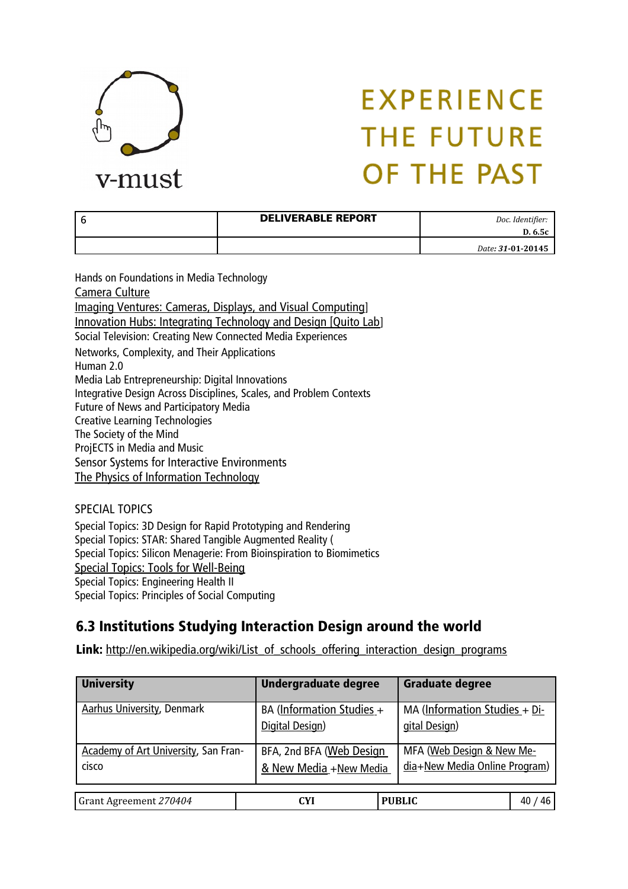Hands on Foundations in Media Technology
Camera Culture
Imaging Ventures: Cameras, Displays, and Visual Computing]
Innovation Hubs: Integrating Technology and Design [Quito Lab]
Social Television: Creating New Connected Media Experiences
Networks, Complexity, and Their Applications
Human 2.0
Media Lab Entrepreneurship: Digital Innovations
Integrative Design Across Disciplines, Scales, and Problem Contexts
Future of News and Participatory Media
Creative Learning Technologies
The Society of the Mind
ProjECTS in Media and Music
Sensor Systems for Interactive Environments
The Physics of Information Technology

SPECIAL TOPICS
Special Topics: 3D Design for Rapid Prototyping and Rendering
Special Topics: STAR: Shared Tangible Augmented Reality (
Special Topics: Silicon Menagerie: From Bioinspiration to Biomimetics
Special Topics: Tools for Well-Being
Special Topics: Engineering Health II
Special Topics: Principles of Social Computing

## 6.3 Institutions Studying Interaction Design around the world

**Link:** http://en.wikipedia.org/wiki/List_of_schools_offering_interaction_design_programs

| University | Undergraduate degree | Graduate degree |
|---|---|---|
| Aarhus University, Denmark | BA (Information Studies + Digital Design) | MA (Information Studies + Digital Design) |
| Academy of Art University, San Francisco | BFA, 2nd BFA (Web Design & New Media +New Media | MFA (Web Design & New Media+New Media Online Program) |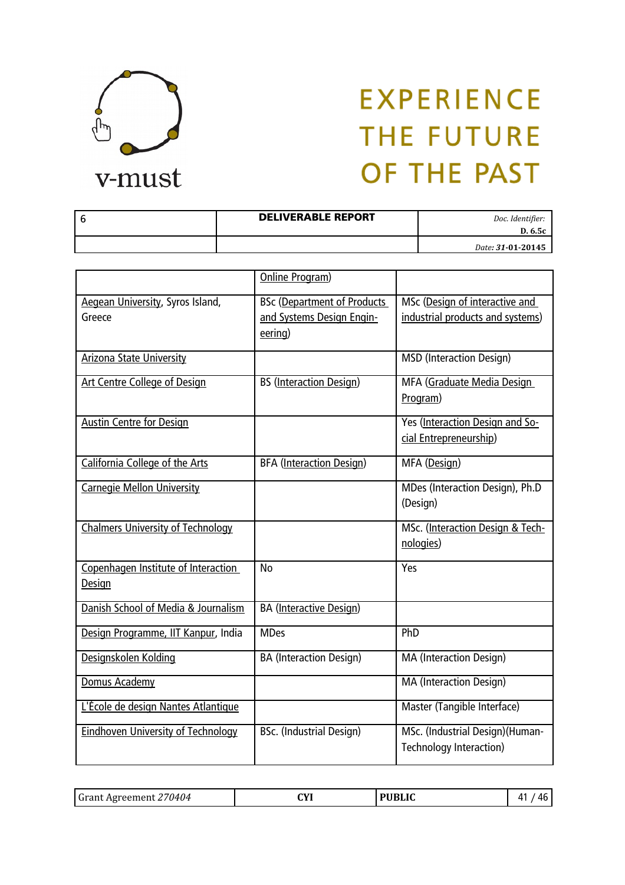| | | |
|---|---|---|
| | Online Program) | |
| Aegean University, Syros Island, Greece | BSc (Department of Products and Systems Design Engineering) | MSc (Design of interactive and industrial products and systems) |
| Arizona State University | | MSD (Interaction Design) |
| Art Centre College of Design | BS (Interaction Design) | MFA (Graduate Media Design Program) |
| Austin Centre for Design | | Yes (Interaction Design and Social Entrepreneurship) |
| California College of the Arts | BFA (Interaction Design) | MFA (Design) |
| Carnegie Mellon University | | MDes (Interaction Design), Ph.D (Design) |
| Chalmers University of Technology | | MSc. (Interaction Design & Technologies) |
| Copenhagen Institute of Interaction Design | No | Yes |
| Danish School of Media & Journalism | BA (Interactive Design) | |
| Design Programme, IIT Kanpur, India | MDes | PhD |
| Designskolen Kolding | BA (Interaction Design) | MA (Interaction Design) |
| Domus Academy | | MA (Interaction Design) |
| L'École de design Nantes Atlantique | | Master (Tangible Interface) |
| Eindhoven University of Technology | BSc. (Industrial Design) | MSc. (Industrial Design)(Human-Technology Interaction) |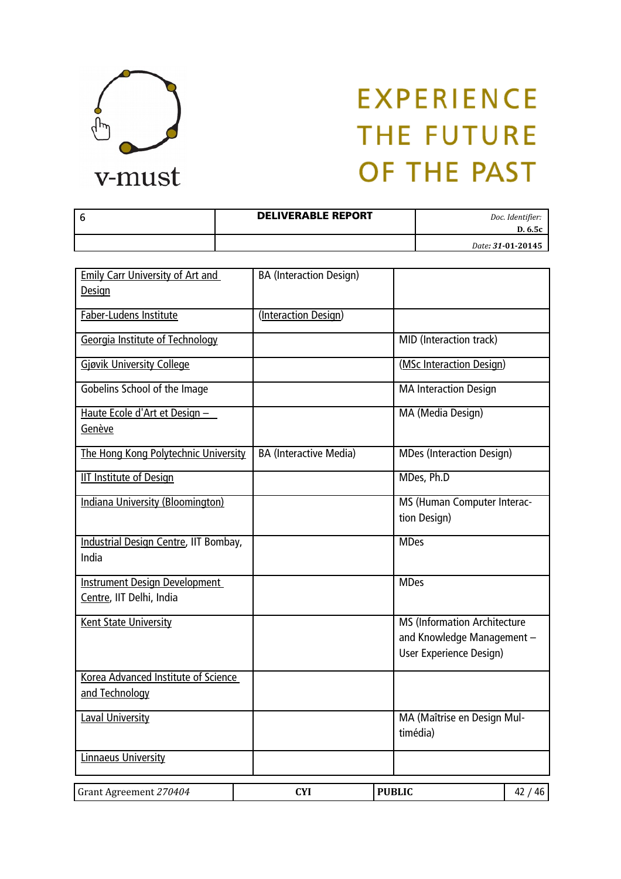| | | |
|---|---|---|
| Emily Carr University of Art and Design | BA (Interaction Design) | |
| Faber-Ludens Institute | (Interaction Design) | |
| Georgia Institute of Technology | | MID (Interaction track) |
| Gjøvik University College | | (MSc Interaction Design) |
| Gobelins School of the Image | | MA Interaction Design |
| Haute Ecole d'Art et Design – Genève | | MA (Media Design) |
| The Hong Kong Polytechnic University | BA (Interactive Media) | MDes (Interaction Design) |
| IIT Institute of Design | | MDes, Ph.D |
| Indiana University (Bloomington) | | MS (Human Computer Interaction Design) |
| Industrial Design Centre, IIT Bombay, India | | MDes |
| Instrument Design Development Centre, IIT Delhi, India | | MDes |
| Kent State University | | MS (Information Architecture and Knowledge Management – User Experience Design) |
| Korea Advanced Institute of Science and Technology | | |
| Laval University | | MA (Maîtrise en Design Multimédia) |
| Linnaeus University | | |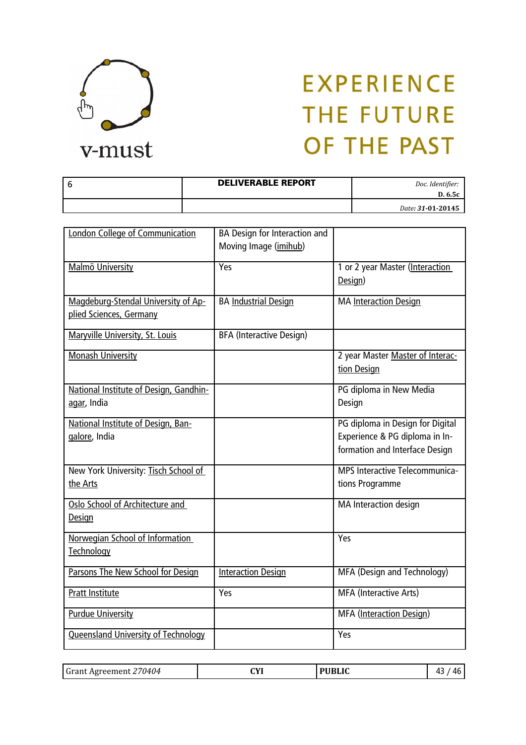| London College of Communication | BA Design for Interaction and Moving Image (imihub) | |
|---|---|---|
| Malmö University | Yes | 1 or 2 year Master (Interaction Design) |
| Magdeburg-Stendal University of Applied Sciences, Germany | BA Industrial Design | MA Interaction Design |
| Maryville University, St. Louis | BFA (Interactive Design) | |
| Monash University | | 2 year Master Master of Interaction Design |
| National Institute of Design, Gandhinagar, India | | PG diploma in New Media Design |
| National Institute of Design, Bangalore, India | | PG diploma in Design for Digital Experience & PG diploma in Information and Interface Design |
| New York University: Tisch School of the Arts | | MPS Interactive Telecommunications Programme |
| Oslo School of Architecture and Design | | MA Interaction design |
| Norwegian School of Information Technology | | Yes |
| Parsons The New School for Design | Interaction Design | MFA (Design and Technology) |
| Pratt Institute | Yes | MFA (Interactive Arts) |
| Purdue University | | MFA (Interaction Design) |
| Queensland University of Technology | | Yes |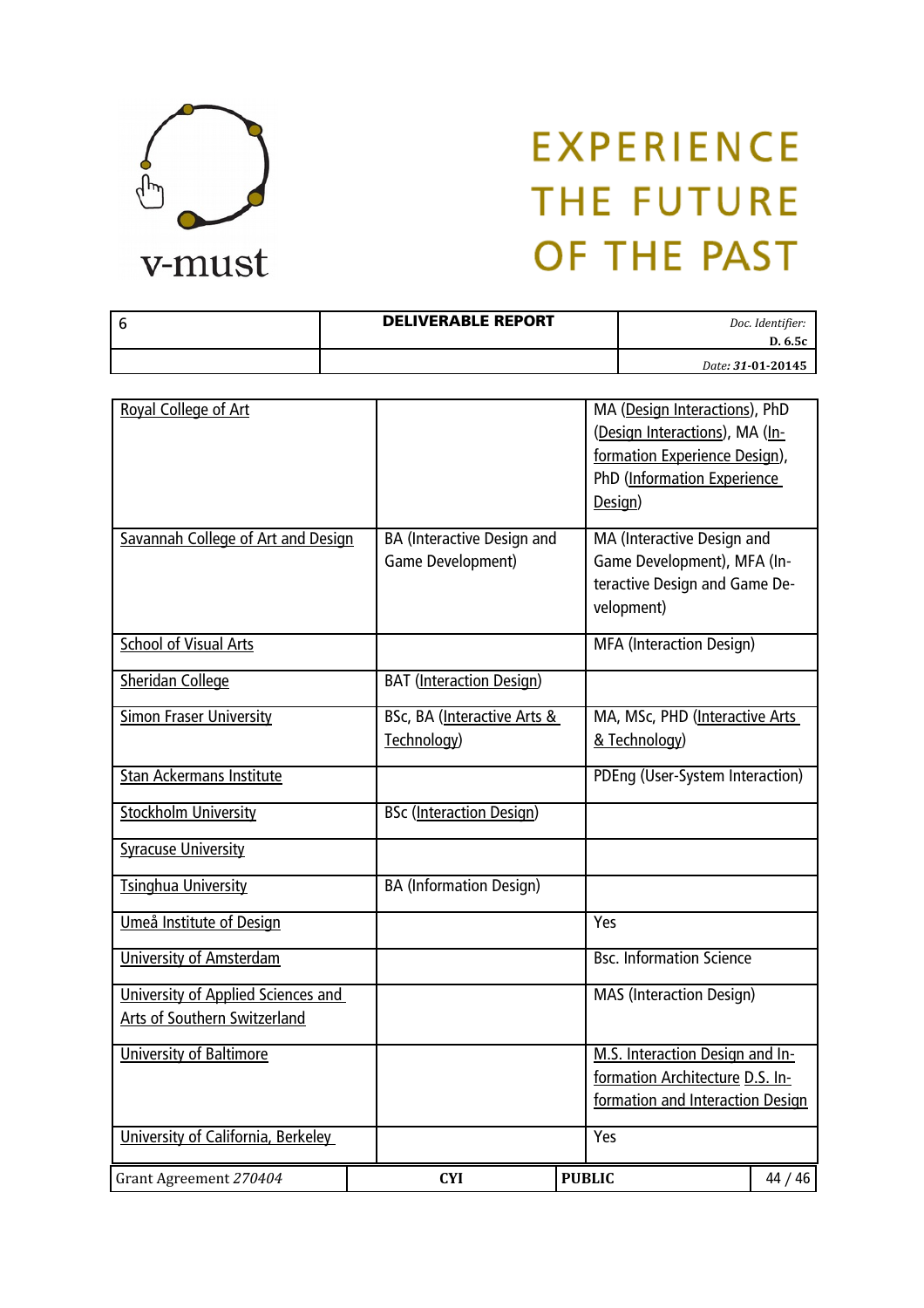| Royal College of Art | | MA (Design Interactions), PhD (Design Interactions), MA (Information Experience Design), PhD (Information Experience Design) |
|---|---|---|
| Savannah College of Art and Design | BA (Interactive Design and Game Development) | MA (Interactive Design and Game Development), MFA (Interactive Design and Game Development) |
| School of Visual Arts | | MFA (Interaction Design) |
| Sheridan College | BAT (Interaction Design) | |
| Simon Fraser University | BSc, BA (Interactive Arts & Technology) | MA, MSc, PHD (Interactive Arts & Technology) |
| Stan Ackermans Institute | | PDEng (User-System Interaction) |
| Stockholm University | BSc (Interaction Design) | |
| Syracuse University | | |
| Tsinghua University | BA (Information Design) | |
| Umeå Institute of Design | | Yes |
| University of Amsterdam | | Bsc. Information Science |
| University of Applied Sciences and Arts of Southern Switzerland | | MAS (Interaction Design) |
| University of Baltimore | | M.S. Interaction Design and Information Architecture D.S. Information and Interaction Design |
| University of California, Berkeley | | Yes |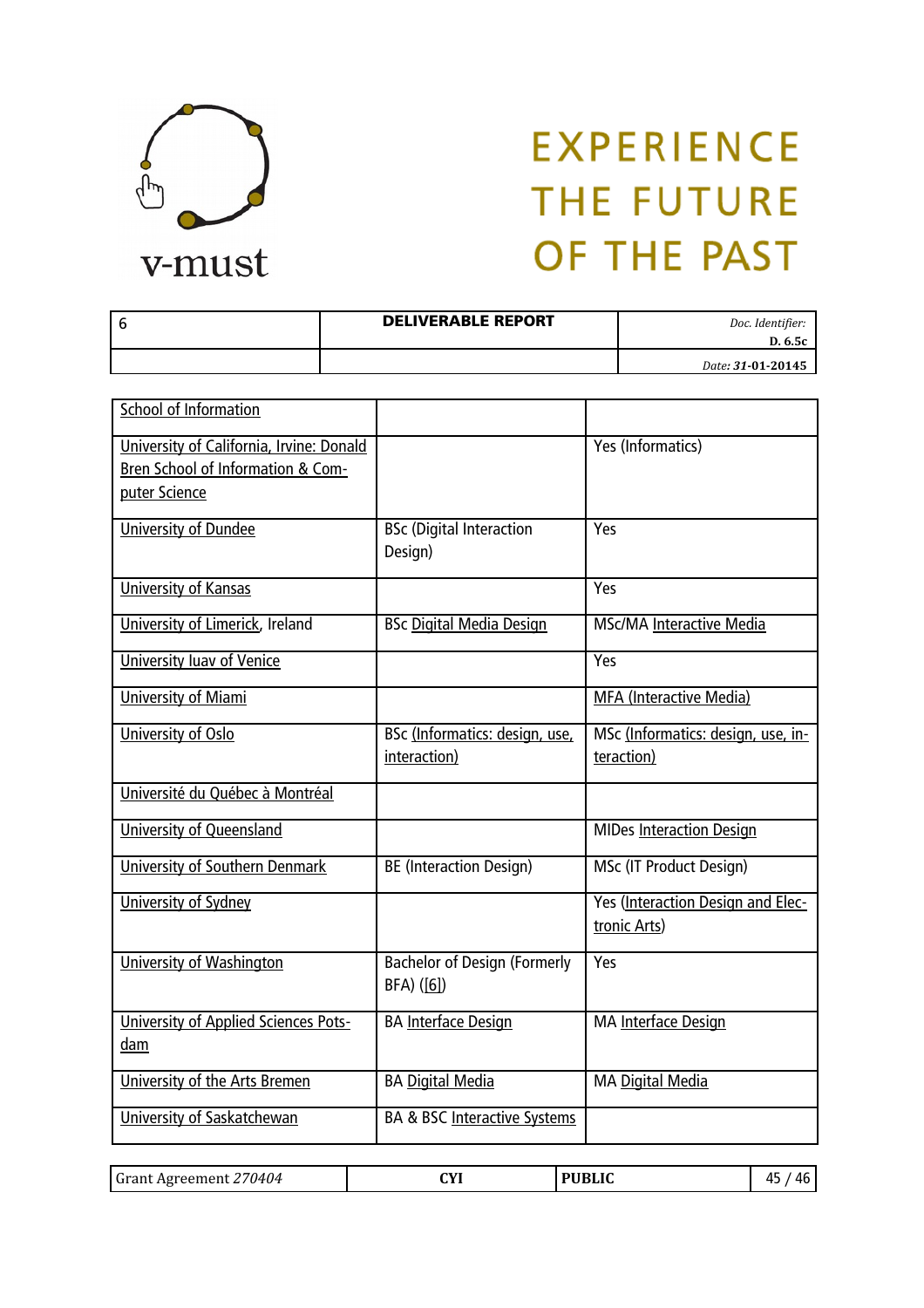| | | |
|---|---|---|
| School of Information | | |
| University of California, Irvine: Donald Bren School of Information & Computer Science | | Yes (Informatics) |
| University of Dundee | BSc (Digital Interaction Design) | Yes |
| University of Kansas | | Yes |
| University of Limerick, Ireland | BSc Digital Media Design | MSc/MA Interactive Media |
| University Iuav of Venice | | Yes |
| University of Miami | | MFA (Interactive Media) |
| University of Oslo | BSc (Informatics: design, use, interaction) | MSc (Informatics: design, use, interaction) |
| Université du Québec à Montréal | | |
| University of Queensland | | MIDes Interaction Design |
| University of Southern Denmark | BE (Interaction Design) | MSc (IT Product Design) |
| University of Sydney | | Yes (Interaction Design and Electronic Arts) |
| University of Washington | Bachelor of Design (Formerly BFA) ([6]) | Yes |
| University of Applied Sciences Potsdam | BA Interface Design | MA Interface Design |
| University of the Arts Bremen | BA Digital Media | MA Digital Media |
| University of Saskatchewan | BA & BSC Interactive Systems | |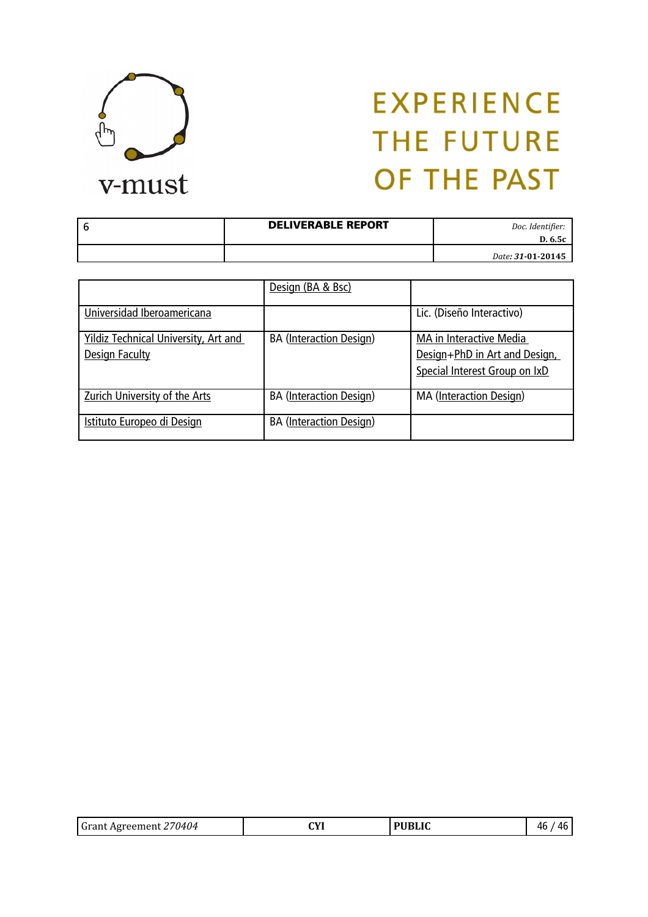| | | |
|---|---|---|
| | Design (BA & Bsc) | |
| Universidad Iberoamericana | | Lic. (Diseño Interactivo) |
| Yildiz Technical University, Art and Design Faculty | BA (Interaction Design) | MA in Interactive Media Design+PhD in Art and Design, Special Interest Group on IxD |
| Zurich University of the Arts | BA (Interaction Design) | MA (Interaction Design) |
| Istituto Europeo di Design | BA (Interaction Design) | |